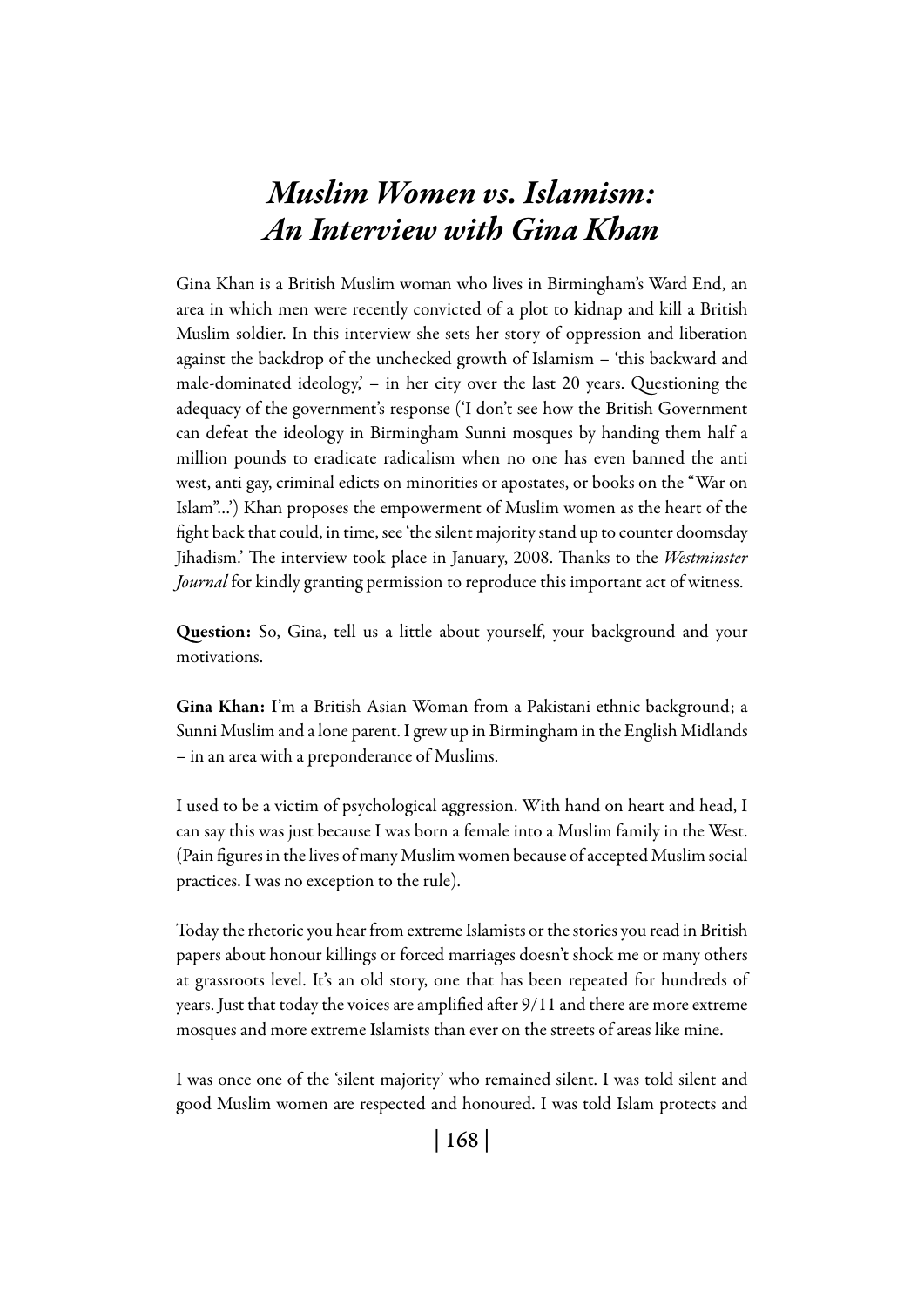# *Muslim Women vs. Islamism: An Interview with Gina Khan*

Gina Khan is a British Muslim woman who lives in Birmingham's Ward End, an area in which men were recently convicted of a plot to kidnap and kill a British Muslim soldier. In this interview she sets her story of oppression and liberation against the backdrop of the unchecked growth of Islamism – 'this backward and male-dominated ideology,' – in her city over the last 20 years. Questioning the adequacy of the government's response ('I don't see how the British Government can defeat the ideology in Birmingham Sunni mosques by handing them half a million pounds to eradicate radicalism when no one has even banned the anti west, anti gay, criminal edicts on minorities or apostates, or books on the "War on Islam"...') Khan proposes the empowerment of Muslim women as the heart of the fight back that could, in time, see 'the silent majority stand up to counter doomsday Jihadism.' The interview took place in January, 2008. Thanks to the *Westminster Journal* for kindly granting permission to reproduce this important act of witness.

**Question:** So, Gina, tell us a little about yourself, your background and your motivations.

**Gina Khan:** I'm a British Asian Woman from a Pakistani ethnic background; a Sunni Muslim and a lone parent. I grew up in Birmingham in the English Midlands – in an area with a preponderance of Muslims.

I used to be a victim of psychological aggression. With hand on heart and head, I can say this was just because I was born a female into a Muslim family in the West. (Pain figures in the lives of many Muslim women because of accepted Muslim social practices. I was no exception to the rule).

Today the rhetoric you hear from extreme Islamists or the stories you read in British papers about honour killings or forced marriages doesn't shock me or many others at grassroots level. It's an old story, one that has been repeated for hundreds of years. Just that today the voices are amplified after 9/11 and there are more extreme mosques and more extreme Islamists than ever on the streets of areas like mine.

I was once one of the 'silent majority' who remained silent. I was told silent and good Muslim women are respected and honoured. I was told Islam protects and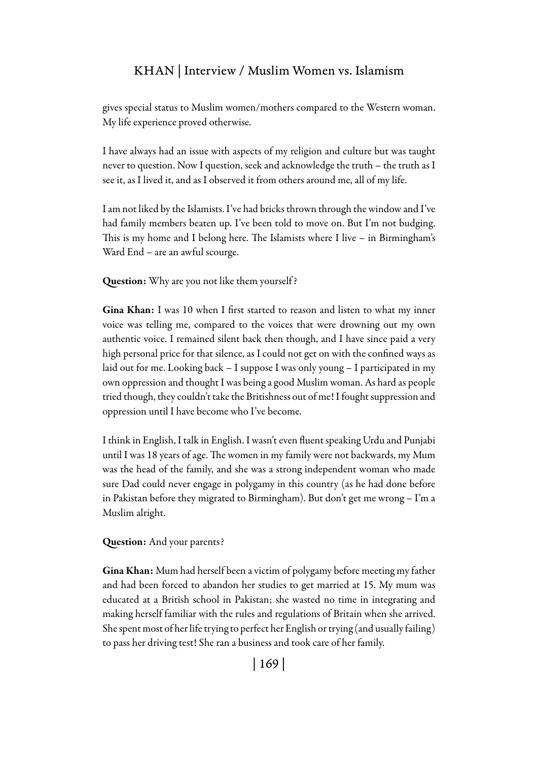gives special status to Muslim women/mothers compared to the Western woman. My life experience proved otherwise.

I have always had an issue with aspects of my religion and culture but was taught never to question. Now I question, seek and acknowledge the truth – the truth as I see it, as I lived it, and as I observed it from others around me, all of my life.

I am not liked by the Islamists. I've had bricks thrown through the window and I've had family members beaten up. I've been told to move on. But I'm not budging. This is my home and I belong here. The Islamists where I live – in Birmingham's Ward End – are an awful scourge.

**Question:** Why are you not like them yourself?

**Gina Khan:** I was 10 when I first started to reason and listen to what my inner voice was telling me, compared to the voices that were drowning out my own authentic voice. I remained silent back then though, and I have since paid a very high personal price for that silence, as I could not get on with the confined ways as laid out for me. Looking back – I suppose I was only young – I participated in my own oppression and thought I was being a good Muslim woman. As hard as people tried though, they couldn't take the Britishness out of me! I fought suppression and oppression until I have become who I've become.

I think in English, I talk in English. I wasn't even fluent speaking Urdu and Punjabi until I was 18 years of age. The women in my family were not backwards, my Mum was the head of the family, and she was a strong independent woman who made sure Dad could never engage in polygamy in this country (as he had done before in Pakistan before they migrated to Birmingham). But don't get me wrong – I'm a Muslim alright.

**Question:** And your parents?

**Gina Khan:** Mum had herself been a victim of polygamy before meeting my father and had been forced to abandon her studies to get married at 15. My mum was educated at a British school in Pakistan; she wasted no time in integrating and making herself familiar with the rules and regulations of Britain when she arrived. She spent most of her life trying to perfect her English or trying (and usually failing) to pass her driving test! She ran a business and took care of her family.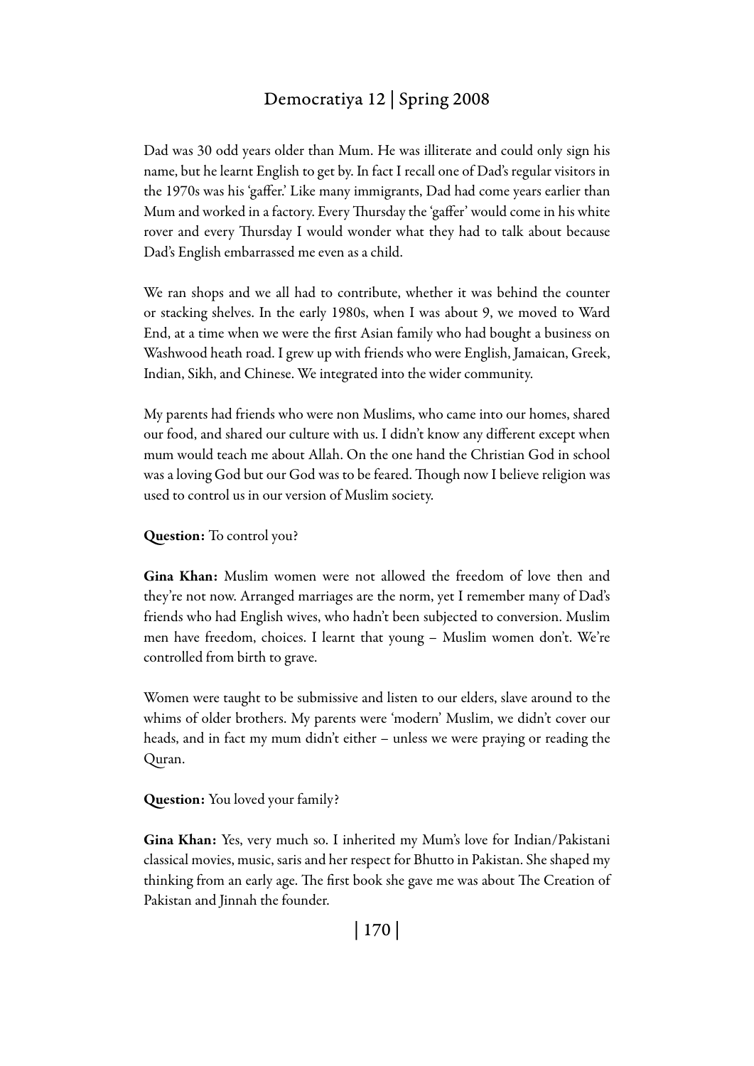Dad was 30 odd years older than Mum. He was illiterate and could only sign his name, but he learnt English to get by. In fact I recall one of Dad's regular visitors in the 1970s was his 'gaffer.' Like many immigrants, Dad had come years earlier than Mum and worked in a factory. Every Thursday the 'gaffer' would come in his white rover and every Thursday I would wonder what they had to talk about because Dad's English embarrassed me even as a child.

We ran shops and we all had to contribute, whether it was behind the counter or stacking shelves. In the early 1980s, when I was about 9, we moved to Ward End, at a time when we were the first Asian family who had bought a business on Washwood heath road. I grew up with friends who were English, Jamaican, Greek, Indian, Sikh, and Chinese. We integrated into the wider community.

My parents had friends who were non Muslims, who came into our homes, shared our food, and shared our culture with us. I didn't know any different except when mum would teach me about Allah. On the one hand the Christian God in school was a loving God but our God was to be feared. Though now I believe religion was used to control us in our version of Muslim society.

**Question:** To control you?

**Gina Khan:** Muslim women were not allowed the freedom of love then and they're not now. Arranged marriages are the norm, yet I remember many of Dad's friends who had English wives, who hadn't been subjected to conversion. Muslim men have freedom, choices. I learnt that young – Muslim women don't. We're controlled from birth to grave.

Women were taught to be submissive and listen to our elders, slave around to the whims of older brothers. My parents were 'modern' Muslim, we didn't cover our heads, and in fact my mum didn't either – unless we were praying or reading the Quran.

**Question:** You loved your family?

**Gina Khan:** Yes, very much so. I inherited my Mum's love for Indian/Pakistani classical movies, music, saris and her respect for Bhutto in Pakistan. She shaped my thinking from an early age. The first book she gave me was about The Creation of Pakistan and Jinnah the founder.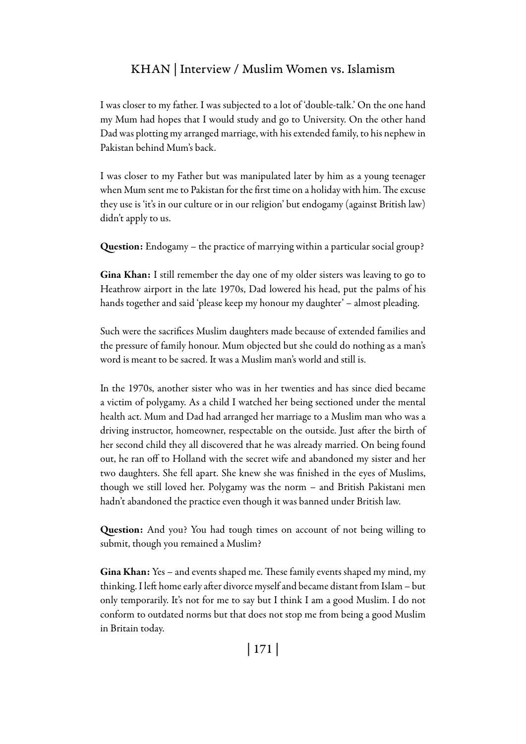I was closer to my father. I was subjected to a lot of 'double-talk.' On the one hand my Mum had hopes that I would study and go to University. On the other hand Dad was plotting my arranged marriage, with his extended family, to his nephew in Pakistan behind Mum's back.

I was closer to my Father but was manipulated later by him as a young teenager when Mum sent me to Pakistan for the first time on a holiday with him. The excuse they use is 'it's in our culture or in our religion' but endogamy (against British law) didn't apply to us.

**Question:** Endogamy – the practice of marrying within a particular social group?

**Gina Khan:** I still remember the day one of my older sisters was leaving to go to Heathrow airport in the late 1970s, Dad lowered his head, put the palms of his hands together and said 'please keep my honour my daughter' – almost pleading.

Such were the sacrifices Muslim daughters made because of extended families and the pressure of family honour. Mum objected but she could do nothing as a man's word is meant to be sacred. It was a Muslim man's world and still is.

In the 1970s, another sister who was in her twenties and has since died became a victim of polygamy. As a child I watched her being sectioned under the mental health act. Mum and Dad had arranged her marriage to a Muslim man who was a driving instructor, homeowner, respectable on the outside. Just after the birth of her second child they all discovered that he was already married. On being found out, he ran off to Holland with the secret wife and abandoned my sister and her two daughters. She fell apart. She knew she was finished in the eyes of Muslims, though we still loved her. Polygamy was the norm – and British Pakistani men hadn't abandoned the practice even though it was banned under British law.

**Question:** And you? You had tough times on account of not being willing to submit, though you remained a Muslim?

**Gina Khan:** Yes – and events shaped me. These family events shaped my mind, my thinking. I left home early after divorce myself and became distant from Islam – but only temporarily. It's not for me to say but I think I am a good Muslim. I do not conform to outdated norms but that does not stop me from being a good Muslim in Britain today.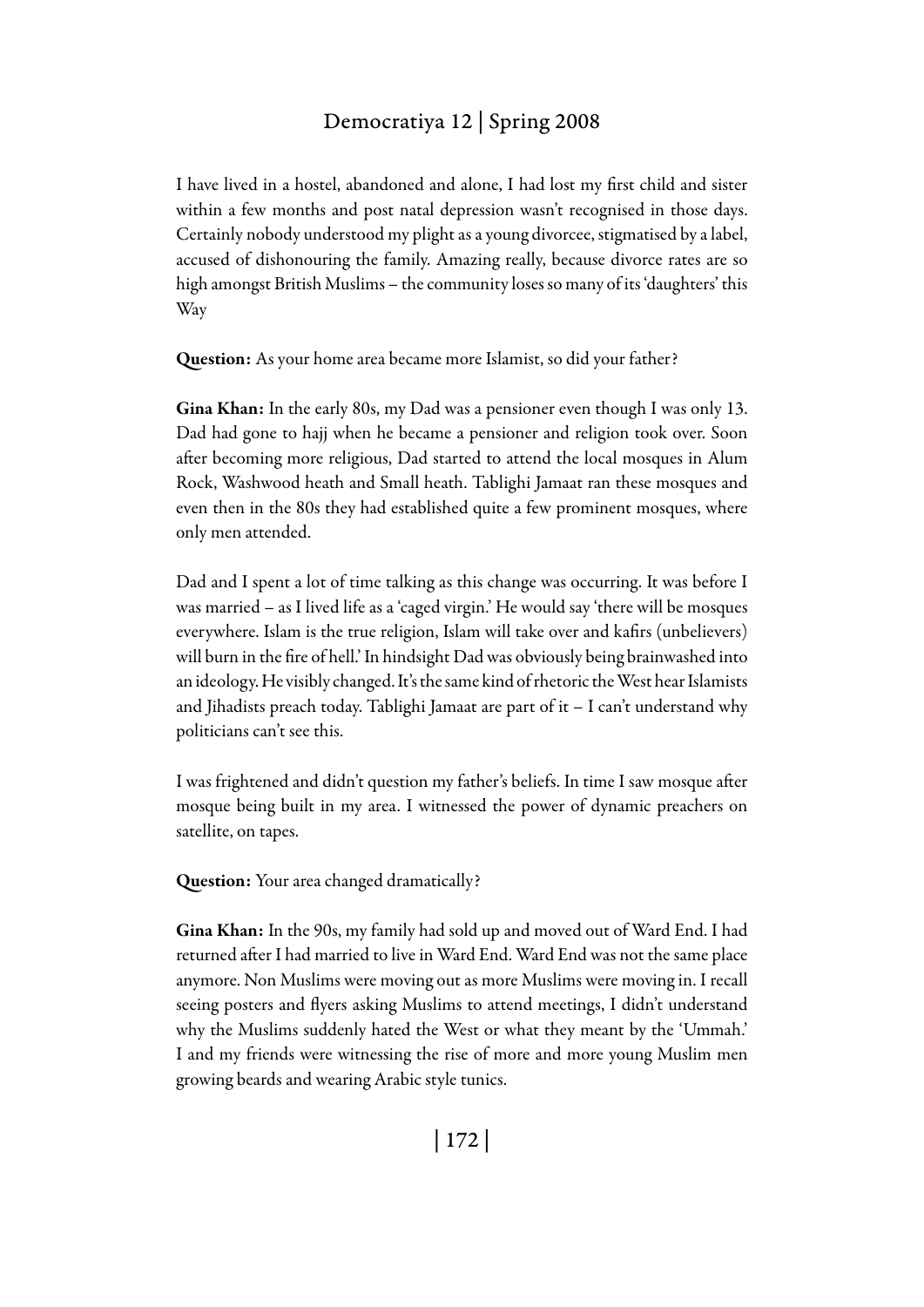I have lived in a hostel, abandoned and alone, I had lost my first child and sister within a few months and post natal depression wasn't recognised in those days. Certainly nobody understood my plight as a young divorcee, stigmatised by a label, accused of dishonouring the family. Amazing really, because divorce rates are so high amongst British Muslims – the community loses so many of its 'daughters' this Way

**Question:** As your home area became more Islamist, so did your father?

**Gina Khan:** In the early 80s, my Dad was a pensioner even though I was only 13. Dad had gone to hajj when he became a pensioner and religion took over. Soon after becoming more religious, Dad started to attend the local mosques in Alum Rock, Washwood heath and Small heath. Tablighi Jamaat ran these mosques and even then in the 80s they had established quite a few prominent mosques, where only men attended.

Dad and I spent a lot of time talking as this change was occurring. It was before I was married – as I lived life as a 'caged virgin.' He would say 'there will be mosques everywhere. Islam is the true religion, Islam will take over and kafirs (unbelievers) will burn in the fire of hell.' In hindsight Dad was obviously being brainwashed into an ideology. He visibly changed. It's the same kind of rhetoric the West hear Islamists and Jihadists preach today. Tablighi Jamaat are part of it – I can't understand why politicians can't see this.

I was frightened and didn't question my father's beliefs. In time I saw mosque after mosque being built in my area. I witnessed the power of dynamic preachers on satellite, on tapes.

**Question:** Your area changed dramatically?

**Gina Khan:** In the 90s, my family had sold up and moved out of Ward End. I had returned after I had married to live in Ward End. Ward End was not the same place anymore. Non Muslims were moving out as more Muslims were moving in. I recall seeing posters and flyers asking Muslims to attend meetings, I didn't understand why the Muslims suddenly hated the West or what they meant by the 'Ummah.' I and my friends were witnessing the rise of more and more young Muslim men growing beards and wearing Arabic style tunics.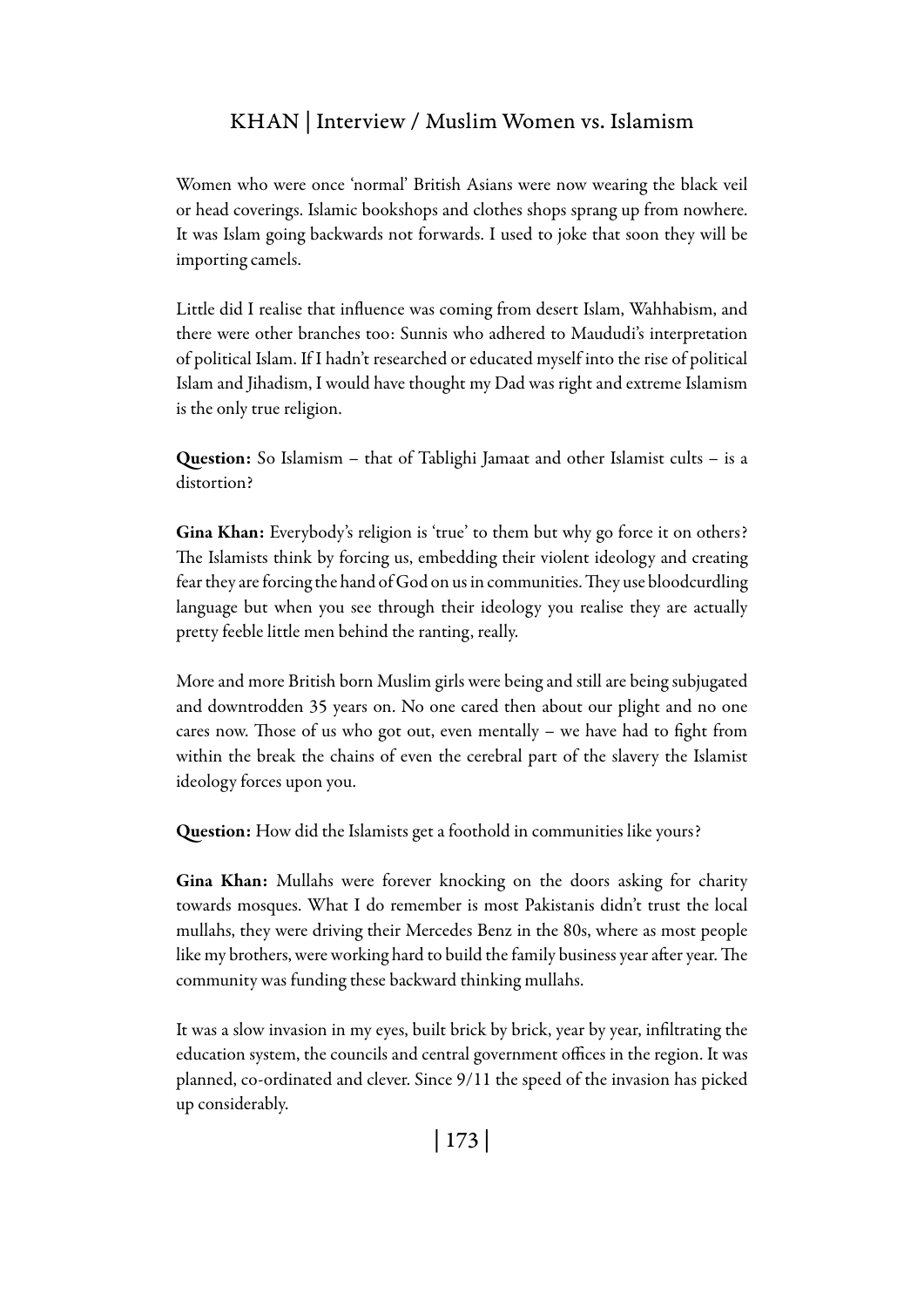Women who were once 'normal' British Asians were now wearing the black veil or head coverings. Islamic bookshops and clothes shops sprang up from nowhere. It was Islam going backwards not forwards. I used to joke that soon they will be importing camels.

Little did I realise that influence was coming from desert Islam, Wahhabism, and there were other branches too: Sunnis who adhered to Maududi's interpretation of political Islam. If I hadn't researched or educated myself into the rise of political Islam and Jihadism, I would have thought my Dad was right and extreme Islamism is the only true religion.

**Question:** So Islamism – that of Tablighi Jamaat and other Islamist cults – is a distortion?

**Gina Khan:** Everybody's religion is 'true' to them but why go force it on others? The Islamists think by forcing us, embedding their violent ideology and creating fear they are forcing the hand of God on us in communities. They use bloodcurdling language but when you see through their ideology you realise they are actually pretty feeble little men behind the ranting, really.

More and more British born Muslim girls were being and still are being subjugated and downtrodden 35 years on. No one cared then about our plight and no one cares now. Those of us who got out, even mentally – we have had to fight from within the break the chains of even the cerebral part of the slavery the Islamist ideology forces upon you.

**Question:** How did the Islamists get a foothold in communities like yours?

**Gina Khan:** Mullahs were forever knocking on the doors asking for charity towards mosques. What I do remember is most Pakistanis didn't trust the local mullahs, they were driving their Mercedes Benz in the 80s, where as most people like my brothers, were working hard to build the family business year after year. The community was funding these backward thinking mullahs.

It was a slow invasion in my eyes, built brick by brick, year by year, infiltrating the education system, the councils and central government offices in the region. It was planned, co-ordinated and clever. Since 9/11 the speed of the invasion has picked up considerably.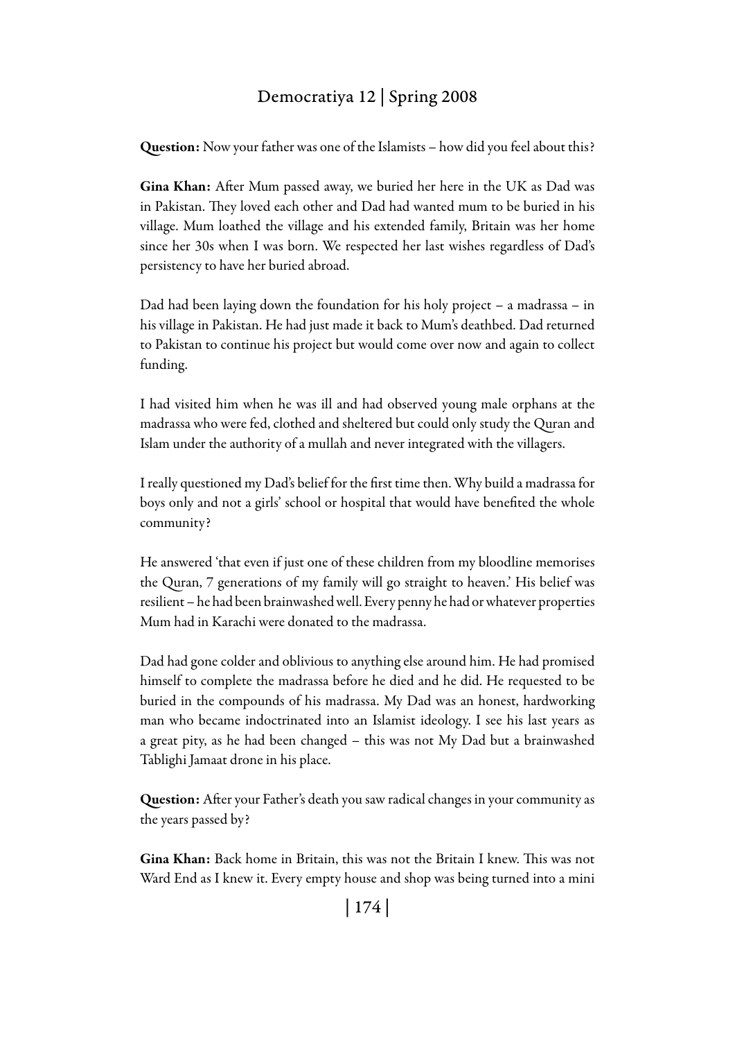**Question:** Now your father was one of the Islamists – how did you feel about this?

**Gina Khan:** After Mum passed away, we buried her here in the UK as Dad was in Pakistan. They loved each other and Dad had wanted mum to be buried in his village. Mum loathed the village and his extended family, Britain was her home since her 30s when I was born. We respected her last wishes regardless of Dad's persistency to have her buried abroad.

Dad had been laying down the foundation for his holy project – a madrassa – in his village in Pakistan. He had just made it back to Mum's deathbed. Dad returned to Pakistan to continue his project but would come over now and again to collect funding.

I had visited him when he was ill and had observed young male orphans at the madrassa who were fed, clothed and sheltered but could only study the Quran and Islam under the authority of a mullah and never integrated with the villagers.

I really questioned my Dad's belief for the first time then. Why build a madrassa for boys only and not a girls' school or hospital that would have benefited the whole community?

He answered 'that even if just one of these children from my bloodline memorises the Quran, 7 generations of my family will go straight to heaven.' His belief was resilient – he had been brainwashed well. Every penny he had or whatever properties Mum had in Karachi were donated to the madrassa.

Dad had gone colder and oblivious to anything else around him. He had promised himself to complete the madrassa before he died and he did. He requested to be buried in the compounds of his madrassa. My Dad was an honest, hardworking man who became indoctrinated into an Islamist ideology. I see his last years as a great pity, as he had been changed – this was not My Dad but a brainwashed Tablighi Jamaat drone in his place.

**Question:** After your Father's death you saw radical changes in your community as the years passed by?

**Gina Khan:** Back home in Britain, this was not the Britain I knew. This was not Ward End as I knew it. Every empty house and shop was being turned into a mini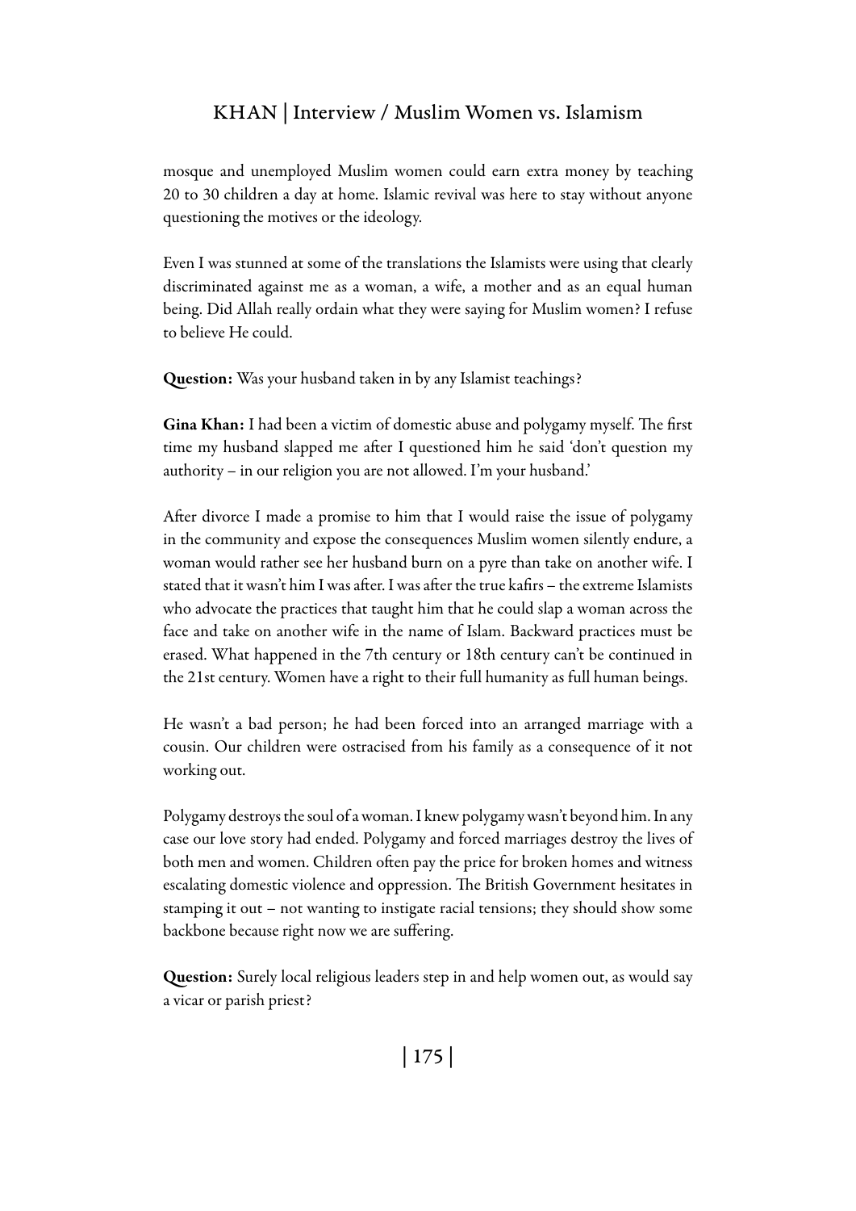mosque and unemployed Muslim women could earn extra money by teaching 20 to 30 children a day at home. Islamic revival was here to stay without anyone questioning the motives or the ideology.

Even I was stunned at some of the translations the Islamists were using that clearly discriminated against me as a woman, a wife, a mother and as an equal human being. Did Allah really ordain what they were saying for Muslim women? I refuse to believe He could.

**Question:** Was your husband taken in by any Islamist teachings?

**Gina Khan:** I had been a victim of domestic abuse and polygamy myself. The first time my husband slapped me after I questioned him he said 'don't question my authority – in our religion you are not allowed. I'm your husband.'

After divorce I made a promise to him that I would raise the issue of polygamy in the community and expose the consequences Muslim women silently endure, a woman would rather see her husband burn on a pyre than take on another wife. I stated that it wasn't him I was after. I was after the true kafirs – the extreme Islamists who advocate the practices that taught him that he could slap a woman across the face and take on another wife in the name of Islam. Backward practices must be erased. What happened in the 7th century or 18th century can't be continued in the 21st century. Women have a right to their full humanity as full human beings.

He wasn't a bad person; he had been forced into an arranged marriage with a cousin. Our children were ostracised from his family as a consequence of it not working out.

Polygamy destroys the soul of a woman. I knew polygamy wasn't beyond him. In any case our love story had ended. Polygamy and forced marriages destroy the lives of both men and women. Children often pay the price for broken homes and witness escalating domestic violence and oppression. The British Government hesitates in stamping it out – not wanting to instigate racial tensions; they should show some backbone because right now we are suffering.

**Question:** Surely local religious leaders step in and help women out, as would say a vicar or parish priest?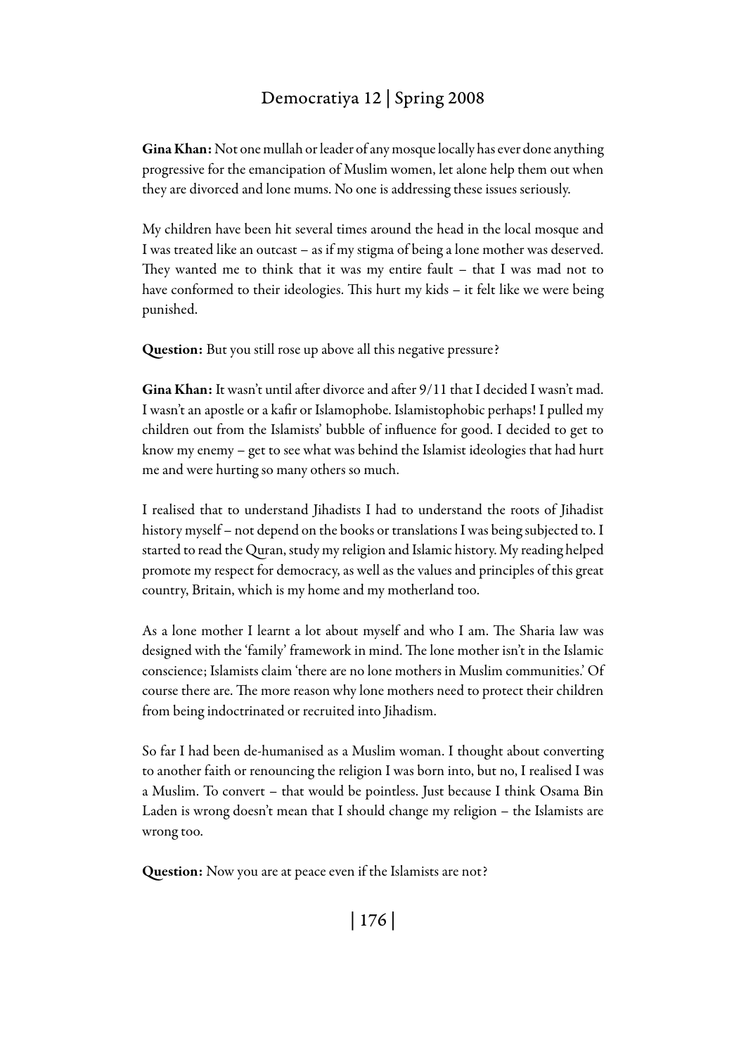**Gina Khan:** Not one mullah or leader of any mosque locally has ever done anything progressive for the emancipation of Muslim women, let alone help them out when they are divorced and lone mums. No one is addressing these issues seriously.

My children have been hit several times around the head in the local mosque and I was treated like an outcast – as if my stigma of being a lone mother was deserved. They wanted me to think that it was my entire fault – that I was mad not to have conformed to their ideologies. This hurt my kids – it felt like we were being punished.

**Question:** But you still rose up above all this negative pressure?

**Gina Khan:** It wasn't until after divorce and after 9/11 that I decided I wasn't mad. I wasn't an apostle or a kafir or Islamophobe. Islamistophobic perhaps! I pulled my children out from the Islamists' bubble of influence for good. I decided to get to know my enemy – get to see what was behind the Islamist ideologies that had hurt me and were hurting so many others so much.

I realised that to understand Jihadists I had to understand the roots of Jihadist history myself – not depend on the books or translations I was being subjected to. I started to read the Quran, study my religion and Islamic history. My reading helped promote my respect for democracy, as well as the values and principles of this great country, Britain, which is my home and my motherland too.

As a lone mother I learnt a lot about myself and who I am. The Sharia law was designed with the 'family' framework in mind. The lone mother isn't in the Islamic conscience; Islamists claim 'there are no lone mothers in Muslim communities.' Of course there are. The more reason why lone mothers need to protect their children from being indoctrinated or recruited into Jihadism.

So far I had been de-humanised as a Muslim woman. I thought about converting to another faith or renouncing the religion I was born into, but no, I realised I was a Muslim. To convert – that would be pointless. Just because I think Osama Bin Laden is wrong doesn't mean that I should change my religion – the Islamists are wrong too.

**Question:** Now you are at peace even if the Islamists are not?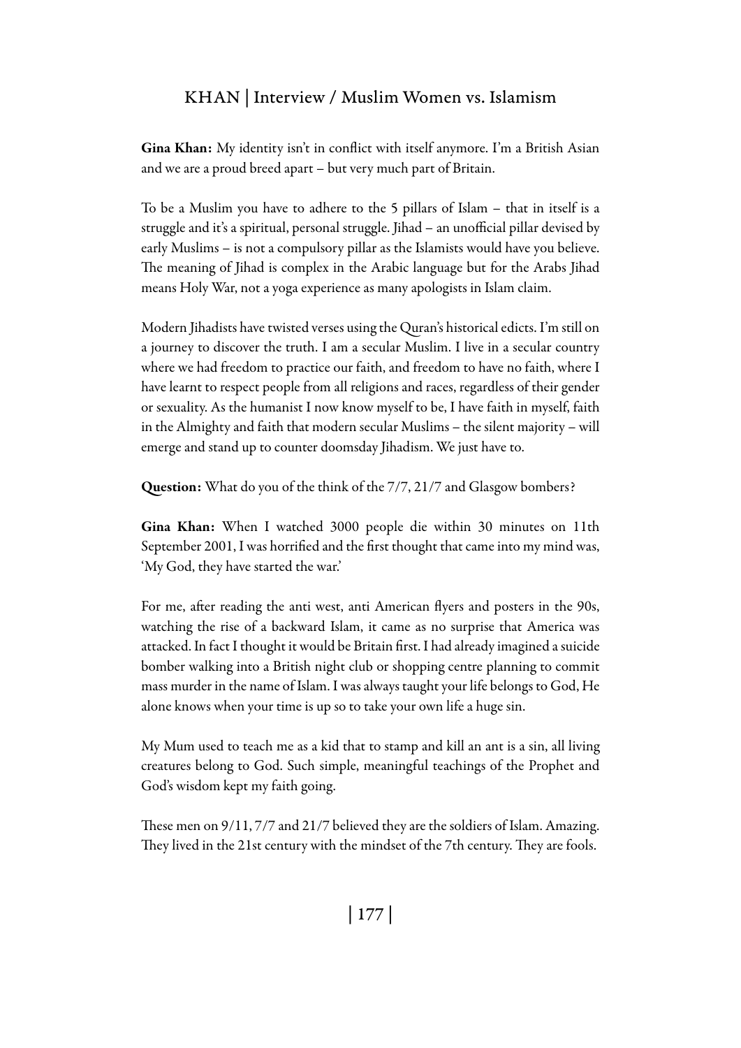**Gina Khan:** My identity isn't in conflict with itself anymore. I'm a British Asian and we are a proud breed apart – but very much part of Britain.

To be a Muslim you have to adhere to the 5 pillars of Islam – that in itself is a struggle and it's a spiritual, personal struggle. Jihad – an unofficial pillar devised by early Muslims – is not a compulsory pillar as the Islamists would have you believe. The meaning of Jihad is complex in the Arabic language but for the Arabs Jihad means Holy War, not a yoga experience as many apologists in Islam claim.

Modern Jihadists have twisted verses using the Quran's historical edicts. I'm still on a journey to discover the truth. I am a secular Muslim. I live in a secular country where we had freedom to practice our faith, and freedom to have no faith, where I have learnt to respect people from all religions and races, regardless of their gender or sexuality. As the humanist I now know myself to be, I have faith in myself, faith in the Almighty and faith that modern secular Muslims – the silent majority – will emerge and stand up to counter doomsday Jihadism. We just have to.

**Question:** What do you of the think of the 7/7, 21/7 and Glasgow bombers?

**Gina Khan:** When I watched 3000 people die within 30 minutes on 11th September 2001, I was horrified and the first thought that came into my mind was, 'My God, they have started the war.'

For me, after reading the anti west, anti American flyers and posters in the 90s, watching the rise of a backward Islam, it came as no surprise that America was attacked. In fact I thought it would be Britain first. I had already imagined a suicide bomber walking into a British night club or shopping centre planning to commit mass murder in the name of Islam. I was always taught your life belongs to God, He alone knows when your time is up so to take your own life a huge sin.

My Mum used to teach me as a kid that to stamp and kill an ant is a sin, all living creatures belong to God. Such simple, meaningful teachings of the Prophet and God's wisdom kept my faith going.

These men on 9/11, 7/7 and 21/7 believed they are the soldiers of Islam. Amazing. They lived in the 21st century with the mindset of the 7th century. They are fools.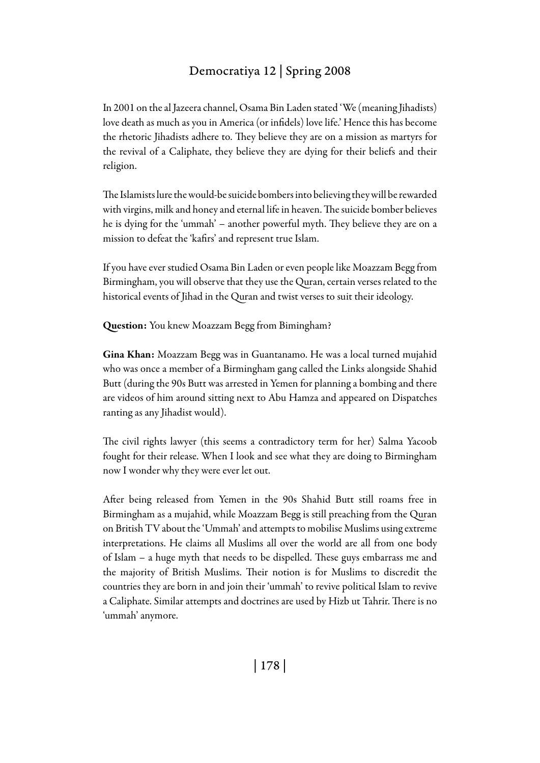In 2001 on the al Jazeera channel, Osama Bin Laden stated 'We (meaning Jihadists) love death as much as you in America (or infidels) love life.' Hence this has become the rhetoric Jihadists adhere to. They believe they are on a mission as martyrs for the revival of a Caliphate, they believe they are dying for their beliefs and their religion.

The Islamists lure the would-be suicide bombers into believing they will be rewarded with virgins, milk and honey and eternal life in heaven. The suicide bomber believes he is dying for the 'ummah' – another powerful myth. They believe they are on a mission to defeat the 'kafirs' and represent true Islam.

If you have ever studied Osama Bin Laden or even people like Moazzam Begg from Birmingham, you will observe that they use the Quran, certain verses related to the historical events of Jihad in the Quran and twist verses to suit their ideology.

**Question:** You knew Moazzam Begg from Bimingham?

**Gina Khan:** Moazzam Begg was in Guantanamo. He was a local turned mujahid who was once a member of a Birmingham gang called the Links alongside Shahid Butt (during the 90s Butt was arrested in Yemen for planning a bombing and there are videos of him around sitting next to Abu Hamza and appeared on Dispatches ranting as any Jihadist would).

The civil rights lawyer (this seems a contradictory term for her) Salma Yacoob fought for their release. When I look and see what they are doing to Birmingham now I wonder why they were ever let out.

After being released from Yemen in the 90s Shahid Butt still roams free in Birmingham as a mujahid, while Moazzam Begg is still preaching from the Quran on British TV about the 'Ummah' and attempts to mobilise Muslims using extreme interpretations. He claims all Muslims all over the world are all from one body of Islam – a huge myth that needs to be dispelled. These guys embarrass me and the majority of British Muslims. Their notion is for Muslims to discredit the countries they are born in and join their 'ummah' to revive political Islam to revive a Caliphate. Similar attempts and doctrines are used by Hizb ut Tahrir. There is no 'ummah' anymore.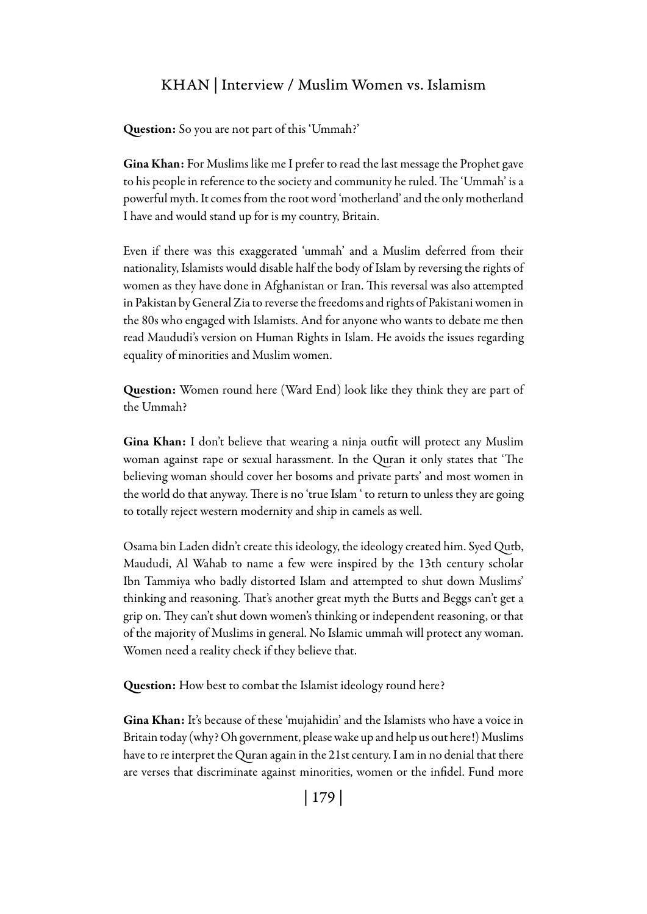**Question:** So you are not part of this 'Ummah?'

**Gina Khan:** For Muslims like me I prefer to read the last message the Prophet gave to his people in reference to the society and community he ruled. The 'Ummah' is a powerful myth. It comes from the root word 'motherland' and the only motherland I have and would stand up for is my country, Britain.

Even if there was this exaggerated 'ummah' and a Muslim deferred from their nationality, Islamists would disable half the body of Islam by reversing the rights of women as they have done in Afghanistan or Iran. This reversal was also attempted in Pakistan by General Zia to reverse the freedoms and rights of Pakistani women in the 80s who engaged with Islamists. And for anyone who wants to debate me then read Maududi's version on Human Rights in Islam. He avoids the issues regarding equality of minorities and Muslim women.

**Question:** Women round here (Ward End) look like they think they are part of the Ummah?

**Gina Khan:** I don't believe that wearing a ninja outfit will protect any Muslim woman against rape or sexual harassment. In the Quran it only states that 'The believing woman should cover her bosoms and private parts' and most women in the world do that anyway. There is no 'true Islam ' to return to unless they are going to totally reject western modernity and ship in camels as well.

Osama bin Laden didn't create this ideology, the ideology created him. Syed Qutb, Maududi, Al Wahab to name a few were inspired by the 13th century scholar Ibn Tammiya who badly distorted Islam and attempted to shut down Muslims' thinking and reasoning. That's another great myth the Butts and Beggs can't get a grip on. They can't shut down women's thinking or independent reasoning, or that of the majority of Muslims in general. No Islamic ummah will protect any woman. Women need a reality check if they believe that.

**Question:** How best to combat the Islamist ideology round here?

**Gina Khan:** It's because of these 'mujahidin' and the Islamists who have a voice in Britain today (why? Oh government, please wake up and help us out here!) Muslims have to re interpret the Quran again in the 21st century. I am in no denial that there are verses that discriminate against minorities, women or the infidel. Fund more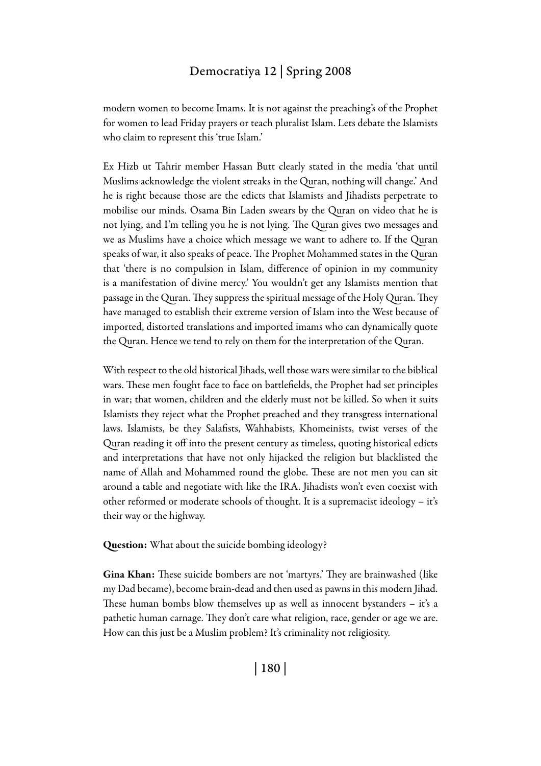modern women to become Imams. It is not against the preaching's of the Prophet for women to lead Friday prayers or teach pluralist Islam. Lets debate the Islamists who claim to represent this 'true Islam.'

Ex Hizb ut Tahrir member Hassan Butt clearly stated in the media 'that until Muslims acknowledge the violent streaks in the Quran, nothing will change.' And he is right because those are the edicts that Islamists and Jihadists perpetrate to mobilise our minds. Osama Bin Laden swears by the Quran on video that he is not lying, and I'm telling you he is not lying. The Quran gives two messages and we as Muslims have a choice which message we want to adhere to. If the Quran speaks of war, it also speaks of peace. The Prophet Mohammed states in the Quran that 'there is no compulsion in Islam, difference of opinion in my community is a manifestation of divine mercy.' You wouldn't get any Islamists mention that passage in the Quran. They suppress the spiritual message of the Holy Quran. They have managed to establish their extreme version of Islam into the West because of imported, distorted translations and imported imams who can dynamically quote the Quran. Hence we tend to rely on them for the interpretation of the Quran.

With respect to the old historical Jihads, well those wars were similar to the biblical wars. These men fought face to face on battlefields, the Prophet had set principles in war; that women, children and the elderly must not be killed. So when it suits Islamists they reject what the Prophet preached and they transgress international laws. Islamists, be they Salafists, Wahhabists, Khomeinists, twist verses of the Quran reading it off into the present century as timeless, quoting historical edicts and interpretations that have not only hijacked the religion but blacklisted the name of Allah and Mohammed round the globe. These are not men you can sit around a table and negotiate with like the IRA. Jihadists won't even coexist with other reformed or moderate schools of thought. It is a supremacist ideology – it's their way or the highway.

**Question:** What about the suicide bombing ideology?

**Gina Khan:** These suicide bombers are not 'martyrs.' They are brainwashed (like my Dad became), become brain-dead and then used as pawns in this modern Jihad. These human bombs blow themselves up as well as innocent bystanders – it's a pathetic human carnage. They don't care what religion, race, gender or age we are. How can this just be a Muslim problem? It's criminality not religiosity.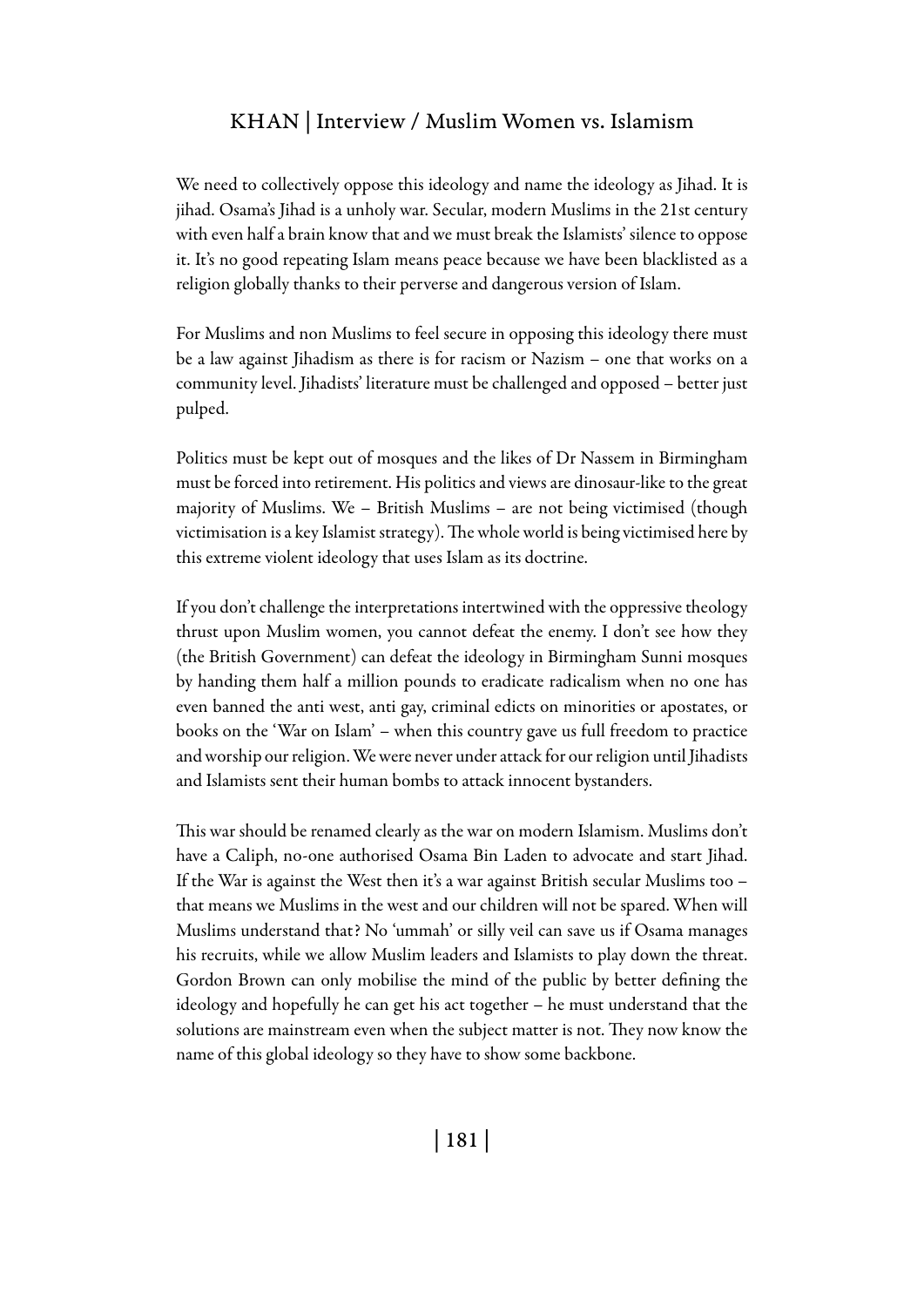We need to collectively oppose this ideology and name the ideology as Jihad. It is jihad. Osama's Jihad is a unholy war. Secular, modern Muslims in the 21st century with even half a brain know that and we must break the Islamists' silence to oppose it. It's no good repeating Islam means peace because we have been blacklisted as a religion globally thanks to their perverse and dangerous version of Islam.

For Muslims and non Muslims to feel secure in opposing this ideology there must be a law against Jihadism as there is for racism or Nazism – one that works on a community level. Jihadists' literature must be challenged and opposed – better just pulped.

Politics must be kept out of mosques and the likes of Dr Nassem in Birmingham must be forced into retirement. His politics and views are dinosaur-like to the great majority of Muslims. We – British Muslims – are not being victimised (though victimisation is a key Islamist strategy). The whole world is being victimised here by this extreme violent ideology that uses Islam as its doctrine.

If you don't challenge the interpretations intertwined with the oppressive theology thrust upon Muslim women, you cannot defeat the enemy. I don't see how they (the British Government) can defeat the ideology in Birmingham Sunni mosques by handing them half a million pounds to eradicate radicalism when no one has even banned the anti west, anti gay, criminal edicts on minorities or apostates, or books on the 'War on Islam' – when this country gave us full freedom to practice and worship our religion. We were never under attack for our religion until Jihadists and Islamists sent their human bombs to attack innocent bystanders.

This war should be renamed clearly as the war on modern Islamism. Muslims don't have a Caliph, no-one authorised Osama Bin Laden to advocate and start Jihad. If the War is against the West then it's a war against British secular Muslims too – that means we Muslims in the west and our children will not be spared. When will Muslims understand that? No 'ummah' or silly veil can save us if Osama manages his recruits, while we allow Muslim leaders and Islamists to play down the threat. Gordon Brown can only mobilise the mind of the public by better defining the ideology and hopefully he can get his act together – he must understand that the solutions are mainstream even when the subject matter is not. They now know the name of this global ideology so they have to show some backbone.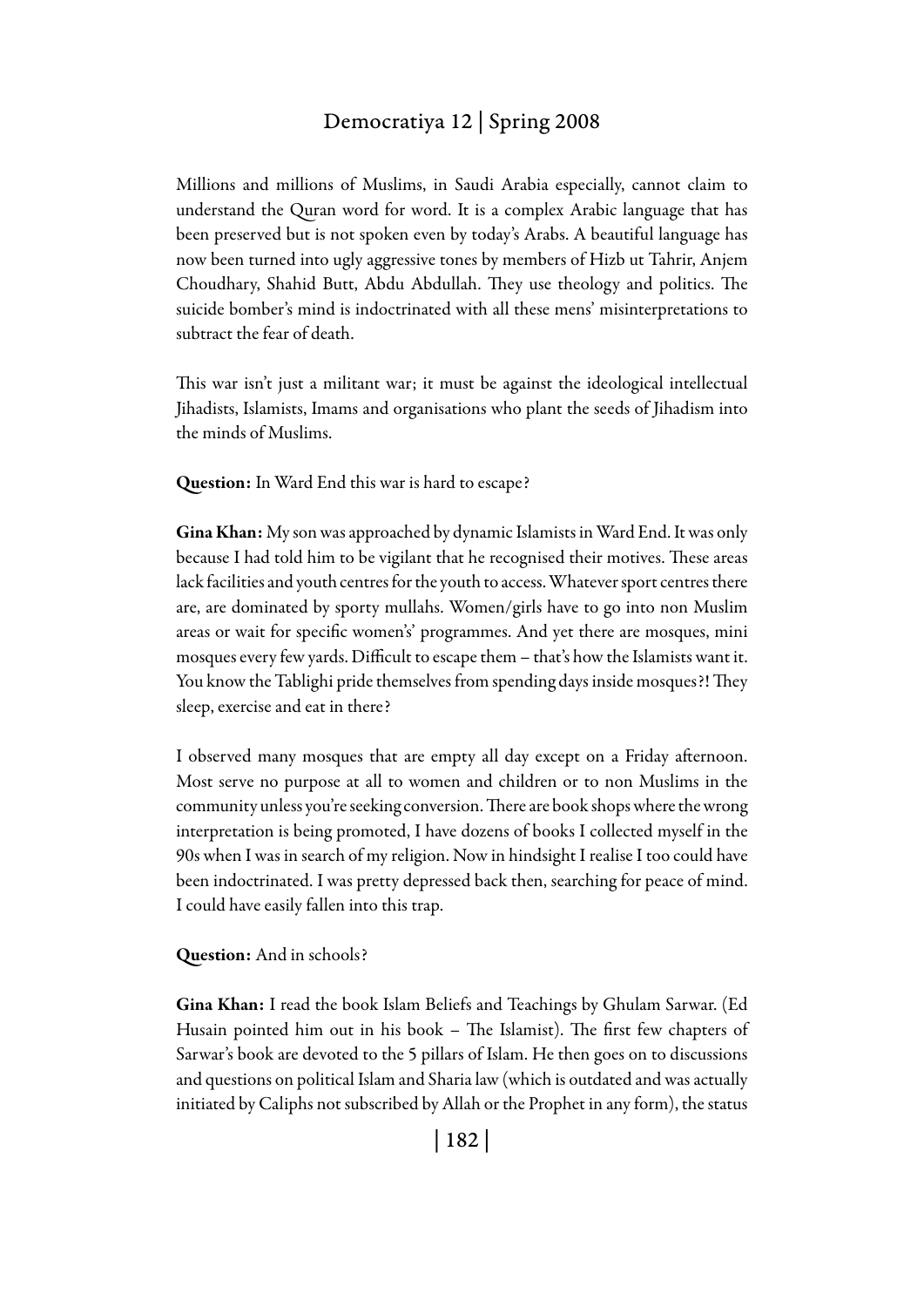Millions and millions of Muslims, in Saudi Arabia especially, cannot claim to understand the Quran word for word. It is a complex Arabic language that has been preserved but is not spoken even by today's Arabs. A beautiful language has now been turned into ugly aggressive tones by members of Hizb ut Tahrir, Anjem Choudhary, Shahid Butt, Abdu Abdullah. They use theology and politics. The suicide bomber's mind is indoctrinated with all these mens' misinterpretations to subtract the fear of death.

This war isn't just a militant war; it must be against the ideological intellectual Jihadists, Islamists, Imams and organisations who plant the seeds of Jihadism into the minds of Muslims.

**Question:** In Ward End this war is hard to escape?

**Gina Khan:** My son was approached by dynamic Islamists in Ward End. It was only because I had told him to be vigilant that he recognised their motives. These areas lack facilities and youth centres for the youth to access. Whatever sport centres there are, are dominated by sporty mullahs. Women/girls have to go into non Muslim areas or wait for specific women's' programmes. And yet there are mosques, mini mosques every few yards. Difficult to escape them – that's how the Islamists want it. You know the Tablighi pride themselves from spending days inside mosques?! They sleep, exercise and eat in there?

I observed many mosques that are empty all day except on a Friday afternoon. Most serve no purpose at all to women and children or to non Muslims in the community unless you're seeking conversion. There are book shops where the wrong interpretation is being promoted, I have dozens of books I collected myself in the 90s when I was in search of my religion. Now in hindsight I realise I too could have been indoctrinated. I was pretty depressed back then, searching for peace of mind. I could have easily fallen into this trap.

**Question:** And in schools?

**Gina Khan:** I read the book Islam Beliefs and Teachings by Ghulam Sarwar. (Ed Husain pointed him out in his book – The Islamist). The first few chapters of Sarwar's book are devoted to the 5 pillars of Islam. He then goes on to discussions and questions on political Islam and Sharia law (which is outdated and was actually initiated by Caliphs not subscribed by Allah or the Prophet in any form), the status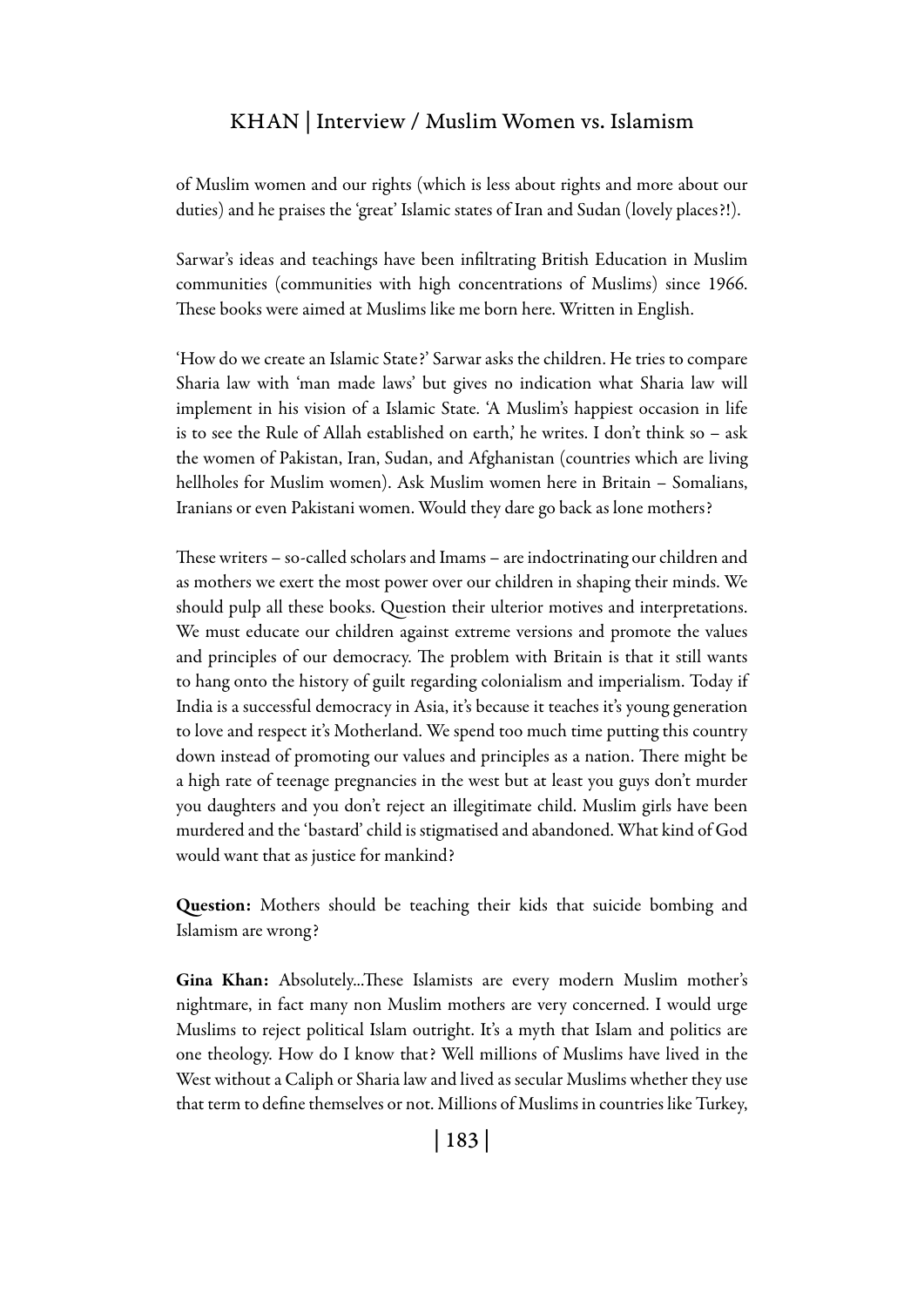of Muslim women and our rights (which is less about rights and more about our duties) and he praises the 'great' Islamic states of Iran and Sudan (lovely places?!).

Sarwar's ideas and teachings have been infiltrating British Education in Muslim communities (communities with high concentrations of Muslims) since 1966. These books were aimed at Muslims like me born here. Written in English.

'How do we create an Islamic State?' Sarwar asks the children. He tries to compare Sharia law with 'man made laws' but gives no indication what Sharia law will implement in his vision of a Islamic State. 'A Muslim's happiest occasion in life is to see the Rule of Allah established on earth,' he writes. I don't think so – ask the women of Pakistan, Iran, Sudan, and Afghanistan (countries which are living hellholes for Muslim women). Ask Muslim women here in Britain – Somalians, Iranians or even Pakistani women. Would they dare go back as lone mothers?

These writers – so-called scholars and Imams – are indoctrinating our children and as mothers we exert the most power over our children in shaping their minds. We should pulp all these books. Question their ulterior motives and interpretations. We must educate our children against extreme versions and promote the values and principles of our democracy. The problem with Britain is that it still wants to hang onto the history of guilt regarding colonialism and imperialism. Today if India is a successful democracy in Asia, it's because it teaches it's young generation to love and respect it's Motherland. We spend too much time putting this country down instead of promoting our values and principles as a nation. There might be a high rate of teenage pregnancies in the west but at least you guys don't murder you daughters and you don't reject an illegitimate child. Muslim girls have been murdered and the 'bastard' child is stigmatised and abandoned. What kind of God would want that as justice for mankind?

**Question:** Mothers should be teaching their kids that suicide bombing and Islamism are wrong?

**Gina Khan:** Absolutely...These Islamists are every modern Muslim mother's nightmare, in fact many non Muslim mothers are very concerned. I would urge Muslims to reject political Islam outright. It's a myth that Islam and politics are one theology. How do I know that? Well millions of Muslims have lived in the West without a Caliph or Sharia law and lived as secular Muslims whether they use that term to define themselves or not. Millions of Muslims in countries like Turkey,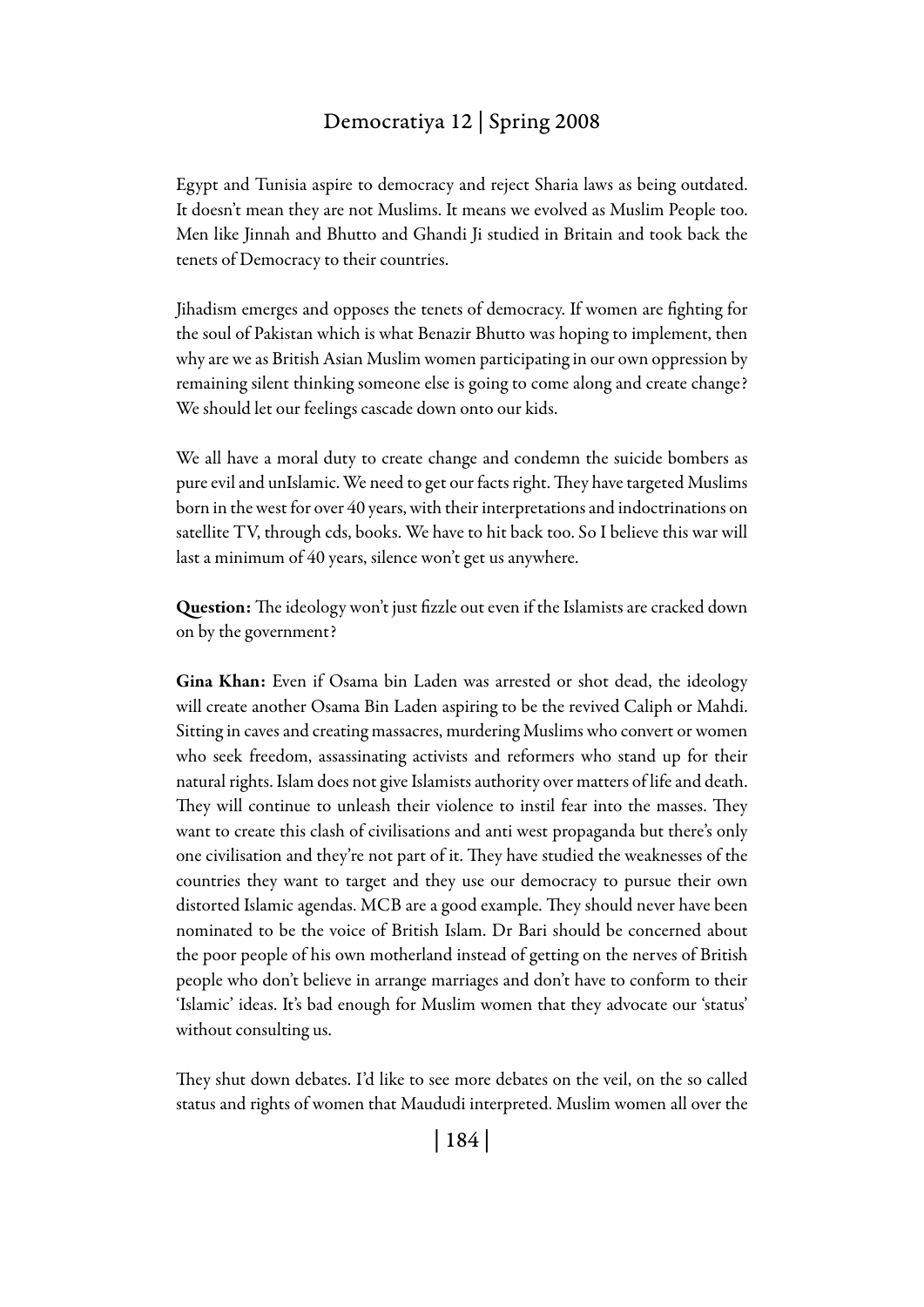Egypt and Tunisia aspire to democracy and reject Sharia laws as being outdated. It doesn't mean they are not Muslims. It means we evolved as Muslim People too. Men like Jinnah and Bhutto and Ghandi Ji studied in Britain and took back the tenets of Democracy to their countries.

Jihadism emerges and opposes the tenets of democracy. If women are fighting for the soul of Pakistan which is what Benazir Bhutto was hoping to implement, then why are we as British Asian Muslim women participating in our own oppression by remaining silent thinking someone else is going to come along and create change? We should let our feelings cascade down onto our kids.

We all have a moral duty to create change and condemn the suicide bombers as pure evil and unIslamic. We need to get our facts right. They have targeted Muslims born in the west for over 40 years, with their interpretations and indoctrinations on satellite TV, through cds, books. We have to hit back too. So I believe this war will last a minimum of 40 years, silence won't get us anywhere.

**Question:** The ideology won't just fizzle out even if the Islamists are cracked down on by the government?

**Gina Khan:** Even if Osama bin Laden was arrested or shot dead, the ideology will create another Osama Bin Laden aspiring to be the revived Caliph or Mahdi. Sitting in caves and creating massacres, murdering Muslims who convert or women who seek freedom, assassinating activists and reformers who stand up for their natural rights. Islam does not give Islamists authority over matters of life and death. They will continue to unleash their violence to instil fear into the masses. They want to create this clash of civilisations and anti west propaganda but there's only one civilisation and they're not part of it. They have studied the weaknesses of the countries they want to target and they use our democracy to pursue their own distorted Islamic agendas. MCB are a good example. They should never have been nominated to be the voice of British Islam. Dr Bari should be concerned about the poor people of his own motherland instead of getting on the nerves of British people who don't believe in arrange marriages and don't have to conform to their 'Islamic' ideas. It's bad enough for Muslim women that they advocate our 'status' without consulting us.

They shut down debates. I'd like to see more debates on the veil, on the so called status and rights of women that Maududi interpreted. Muslim women all over the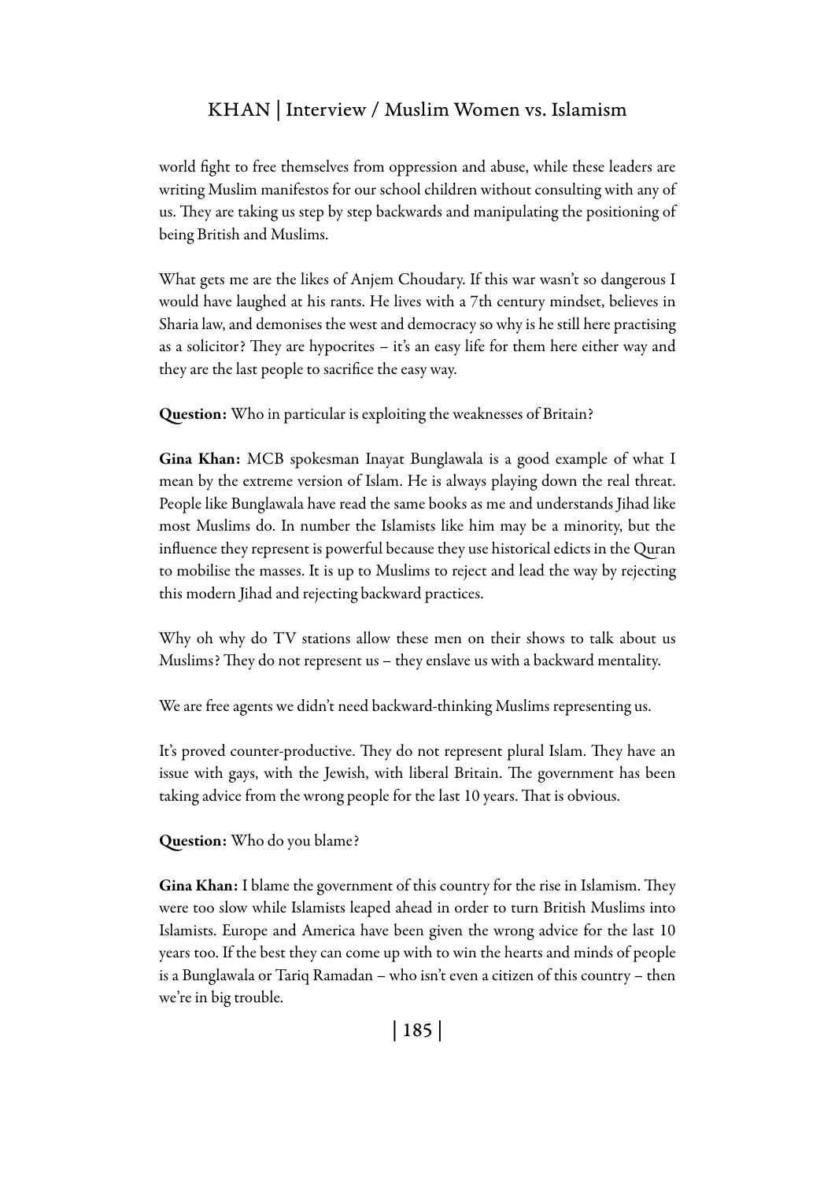world fight to free themselves from oppression and abuse, while these leaders are writing Muslim manifestos for our school children without consulting with any of us. They are taking us step by step backwards and manipulating the positioning of being British and Muslims.

What gets me are the likes of Anjem Choudary. If this war wasn't so dangerous I would have laughed at his rants. He lives with a 7th century mindset, believes in Sharia law, and demonises the west and democracy so why is he still here practising as a solicitor? They are hypocrites – it's an easy life for them here either way and they are the last people to sacrifice the easy way.

**Question:** Who in particular is exploiting the weaknesses of Britain?

**Gina Khan:** MCB spokesman Inayat Bunglawala is a good example of what I mean by the extreme version of Islam. He is always playing down the real threat. People like Bunglawala have read the same books as me and understands Jihad like most Muslims do. In number the Islamists like him may be a minority, but the influence they represent is powerful because they use historical edicts in the Quran to mobilise the masses. It is up to Muslims to reject and lead the way by rejecting this modern Jihad and rejecting backward practices.

Why oh why do TV stations allow these men on their shows to talk about us Muslims? They do not represent us – they enslave us with a backward mentality.

We are free agents we didn't need backward-thinking Muslims representing us.

It's proved counter-productive. They do not represent plural Islam. They have an issue with gays, with the Jewish, with liberal Britain. The government has been taking advice from the wrong people for the last 10 years. That is obvious.

**Question:** Who do you blame?

**Gina Khan:** I blame the government of this country for the rise in Islamism. They were too slow while Islamists leaped ahead in order to turn British Muslims into Islamists. Europe and America have been given the wrong advice for the last 10 years too. If the best they can come up with to win the hearts and minds of people is a Bunglawala or Tariq Ramadan – who isn't even a citizen of this country – then we're in big trouble.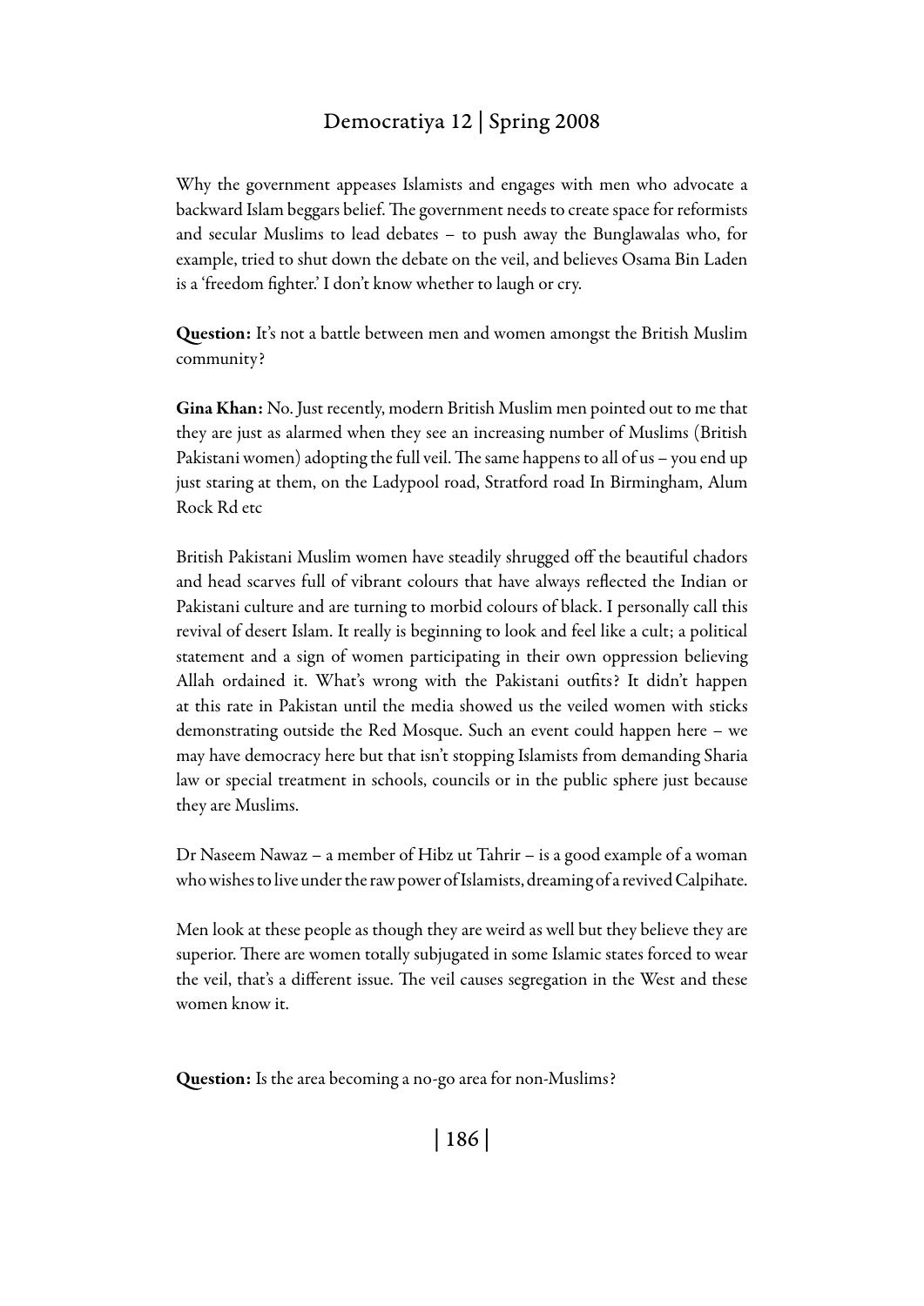Why the government appeases Islamists and engages with men who advocate a backward Islam beggars belief. The government needs to create space for reformists and secular Muslims to lead debates – to push away the Bunglawalas who, for example, tried to shut down the debate on the veil, and believes Osama Bin Laden is a 'freedom fighter.' I don't know whether to laugh or cry.

**Question:** It's not a battle between men and women amongst the British Muslim community?

**Gina Khan:** No. Just recently, modern British Muslim men pointed out to me that they are just as alarmed when they see an increasing number of Muslims (British Pakistani women) adopting the full veil. The same happens to all of us – you end up just staring at them, on the Ladypool road, Stratford road In Birmingham, Alum Rock Rd etc

British Pakistani Muslim women have steadily shrugged off the beautiful chadors and head scarves full of vibrant colours that have always reflected the Indian or Pakistani culture and are turning to morbid colours of black. I personally call this revival of desert Islam. It really is beginning to look and feel like a cult; a political statement and a sign of women participating in their own oppression believing Allah ordained it. What's wrong with the Pakistani outfits? It didn't happen at this rate in Pakistan until the media showed us the veiled women with sticks demonstrating outside the Red Mosque. Such an event could happen here – we may have democracy here but that isn't stopping Islamists from demanding Sharia law or special treatment in schools, councils or in the public sphere just because they are Muslims.

Dr Naseem Nawaz – a member of Hibz ut Tahrir – is a good example of a woman who wishes to live under the raw power of Islamists, dreaming of a revived Calpihate.

Men look at these people as though they are weird as well but they believe they are superior. There are women totally subjugated in some Islamic states forced to wear the veil, that's a different issue. The veil causes segregation in the West and these women know it.

**Question:** Is the area becoming a no-go area for non-Muslims?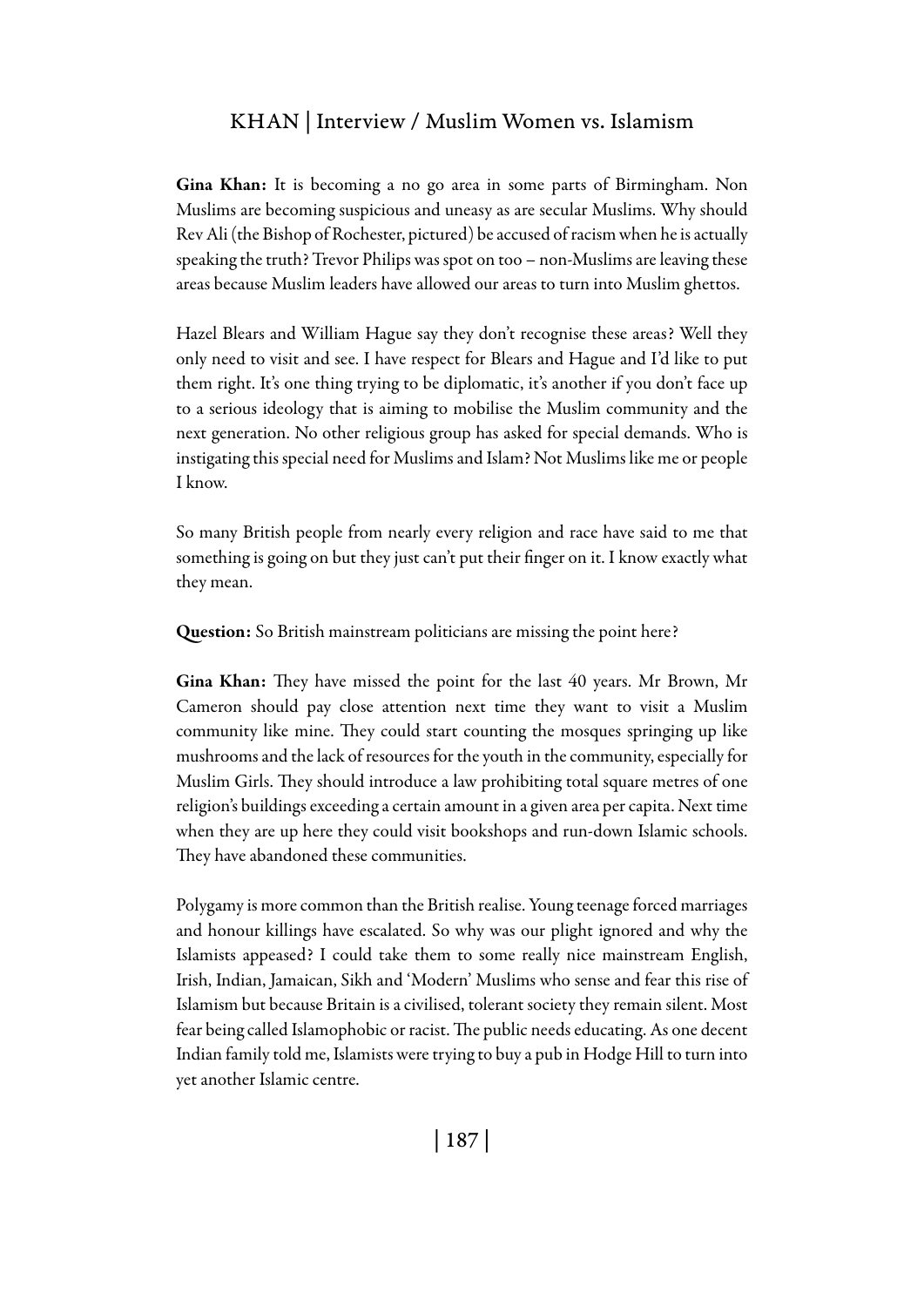**Gina Khan:** It is becoming a no go area in some parts of Birmingham. Non Muslims are becoming suspicious and uneasy as are secular Muslims. Why should Rev Ali (the Bishop of Rochester, pictured) be accused of racism when he is actually speaking the truth? Trevor Philips was spot on too – non-Muslims are leaving these areas because Muslim leaders have allowed our areas to turn into Muslim ghettos.

Hazel Blears and William Hague say they don't recognise these areas? Well they only need to visit and see. I have respect for Blears and Hague and I'd like to put them right. It's one thing trying to be diplomatic, it's another if you don't face up to a serious ideology that is aiming to mobilise the Muslim community and the next generation. No other religious group has asked for special demands. Who is instigating this special need for Muslims and Islam? Not Muslims like me or people I know.

So many British people from nearly every religion and race have said to me that something is going on but they just can't put their finger on it. I know exactly what they mean.

**Question:** So British mainstream politicians are missing the point here?

**Gina Khan:** They have missed the point for the last 40 years. Mr Brown, Mr Cameron should pay close attention next time they want to visit a Muslim community like mine. They could start counting the mosques springing up like mushrooms and the lack of resources for the youth in the community, especially for Muslim Girls. They should introduce a law prohibiting total square metres of one religion's buildings exceeding a certain amount in a given area per capita. Next time when they are up here they could visit bookshops and run-down Islamic schools. They have abandoned these communities.

Polygamy is more common than the British realise. Young teenage forced marriages and honour killings have escalated. So why was our plight ignored and why the Islamists appeased? I could take them to some really nice mainstream English, Irish, Indian, Jamaican, Sikh and 'Modern' Muslims who sense and fear this rise of Islamism but because Britain is a civilised, tolerant society they remain silent. Most fear being called Islamophobic or racist. The public needs educating. As one decent Indian family told me, Islamists were trying to buy a pub in Hodge Hill to turn into yet another Islamic centre.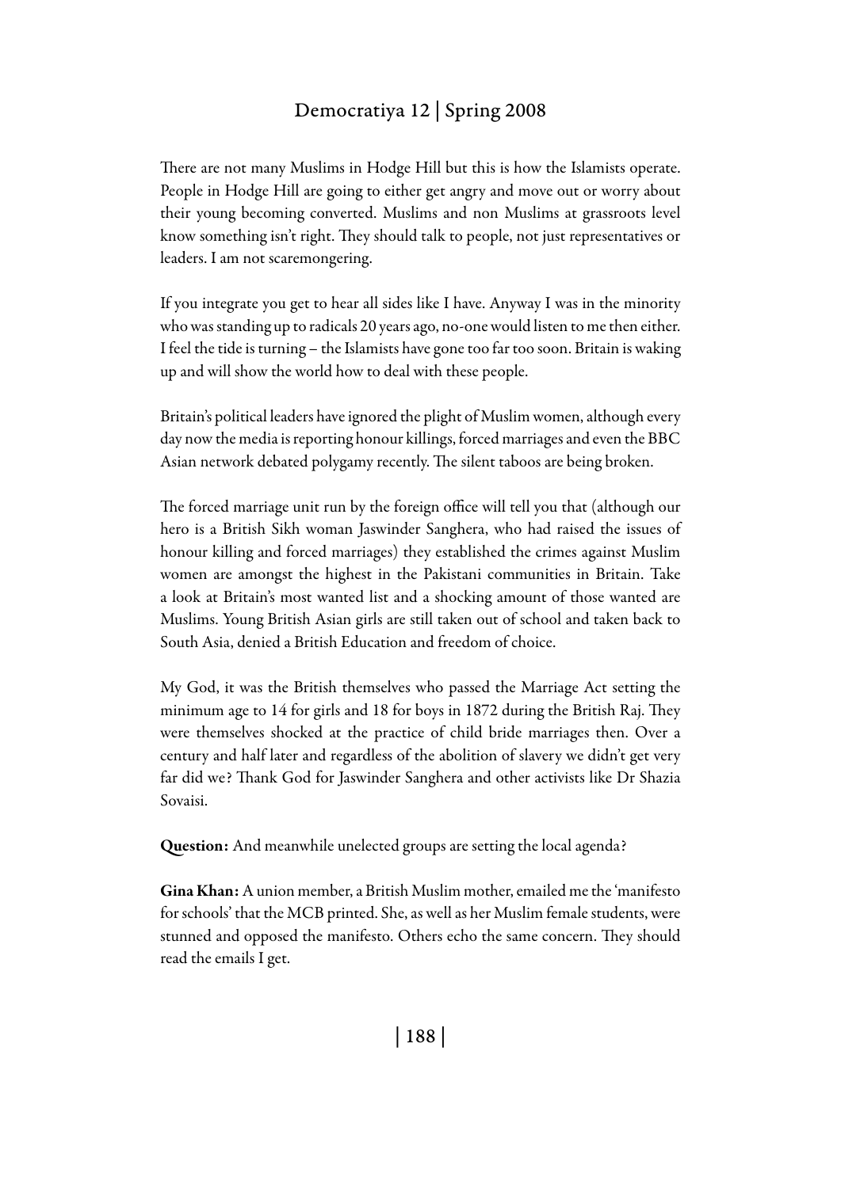There are not many Muslims in Hodge Hill but this is how the Islamists operate. People in Hodge Hill are going to either get angry and move out or worry about their young becoming converted. Muslims and non Muslims at grassroots level know something isn't right. They should talk to people, not just representatives or leaders. I am not scaremongering.

If you integrate you get to hear all sides like I have. Anyway I was in the minority who was standing up to radicals 20 years ago, no-one would listen to me then either. I feel the tide is turning – the Islamists have gone too far too soon. Britain is waking up and will show the world how to deal with these people.

Britain's political leaders have ignored the plight of Muslim women, although every day now the media is reporting honour killings, forced marriages and even the BBC Asian network debated polygamy recently. The silent taboos are being broken.

The forced marriage unit run by the foreign office will tell you that (although our hero is a British Sikh woman Jaswinder Sanghera, who had raised the issues of honour killing and forced marriages) they established the crimes against Muslim women are amongst the highest in the Pakistani communities in Britain. Take a look at Britain's most wanted list and a shocking amount of those wanted are Muslims. Young British Asian girls are still taken out of school and taken back to South Asia, denied a British Education and freedom of choice.

My God, it was the British themselves who passed the Marriage Act setting the minimum age to 14 for girls and 18 for boys in 1872 during the British Raj. They were themselves shocked at the practice of child bride marriages then. Over a century and half later and regardless of the abolition of slavery we didn't get very far did we? Thank God for Jaswinder Sanghera and other activists like Dr Shazia Sovaisi.

**Question:** And meanwhile unelected groups are setting the local agenda?

**Gina Khan:** A union member, a British Muslim mother, emailed me the 'manifesto for schools' that the MCB printed. She, as well as her Muslim female students, were stunned and opposed the manifesto. Others echo the same concern. They should read the emails I get.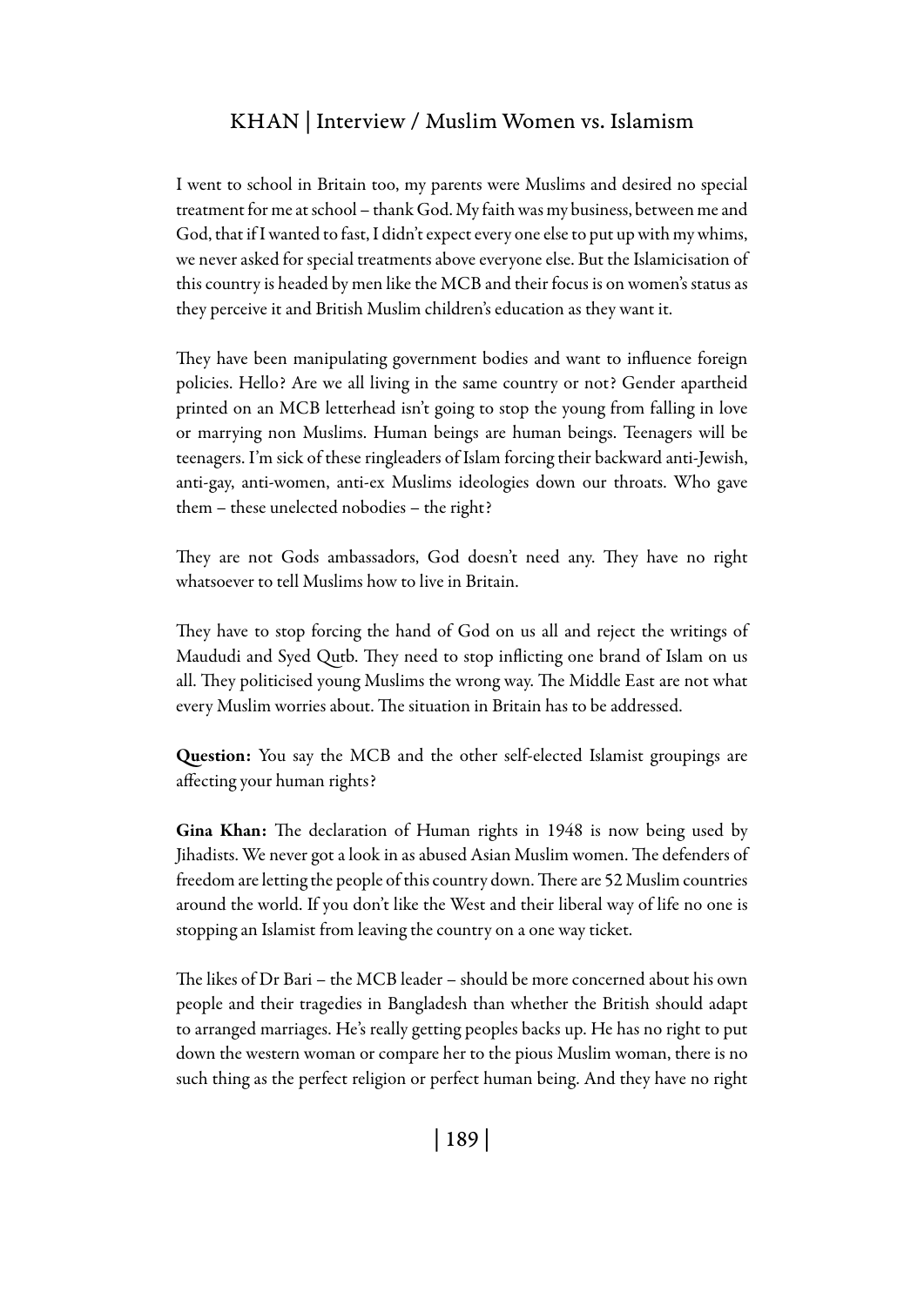I went to school in Britain too, my parents were Muslims and desired no special treatment for me at school – thank God. My faith was my business, between me and God, that if I wanted to fast, I didn't expect every one else to put up with my whims, we never asked for special treatments above everyone else. But the Islamicisation of this country is headed by men like the MCB and their focus is on women's status as they perceive it and British Muslim children's education as they want it.

They have been manipulating government bodies and want to influence foreign policies. Hello? Are we all living in the same country or not? Gender apartheid printed on an MCB letterhead isn't going to stop the young from falling in love or marrying non Muslims. Human beings are human beings. Teenagers will be teenagers. I'm sick of these ringleaders of Islam forcing their backward anti-Jewish, anti-gay, anti-women, anti-ex Muslims ideologies down our throats. Who gave them – these unelected nobodies – the right?

They are not Gods ambassadors, God doesn't need any. They have no right whatsoever to tell Muslims how to live in Britain.

They have to stop forcing the hand of God on us all and reject the writings of Maududi and Syed Qutb. They need to stop inflicting one brand of Islam on us all. They politicised young Muslims the wrong way. The Middle East are not what every Muslim worries about. The situation in Britain has to be addressed.

**Question:** You say the MCB and the other self-elected Islamist groupings are affecting your human rights?

**Gina Khan:** The declaration of Human rights in 1948 is now being used by Jihadists. We never got a look in as abused Asian Muslim women. The defenders of freedom are letting the people of this country down. There are 52 Muslim countries around the world. If you don't like the West and their liberal way of life no one is stopping an Islamist from leaving the country on a one way ticket.

The likes of Dr Bari – the MCB leader – should be more concerned about his own people and their tragedies in Bangladesh than whether the British should adapt to arranged marriages. He's really getting peoples backs up. He has no right to put down the western woman or compare her to the pious Muslim woman, there is no such thing as the perfect religion or perfect human being. And they have no right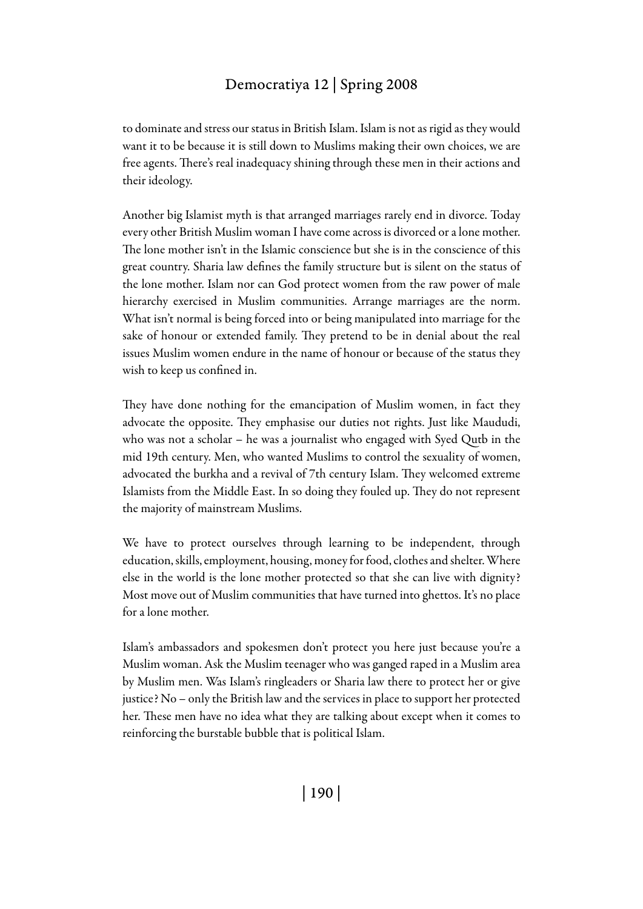to dominate and stress our status in British Islam. Islam is not as rigid as they would want it to be because it is still down to Muslims making their own choices, we are free agents. There's real inadequacy shining through these men in their actions and their ideology.

Another big Islamist myth is that arranged marriages rarely end in divorce. Today every other British Muslim woman I have come across is divorced or a lone mother. The lone mother isn't in the Islamic conscience but she is in the conscience of this great country. Sharia law defines the family structure but is silent on the status of the lone mother. Islam nor can God protect women from the raw power of male hierarchy exercised in Muslim communities. Arrange marriages are the norm. What isn't normal is being forced into or being manipulated into marriage for the sake of honour or extended family. They pretend to be in denial about the real issues Muslim women endure in the name of honour or because of the status they wish to keep us confined in.

They have done nothing for the emancipation of Muslim women, in fact they advocate the opposite. They emphasise our duties not rights. Just like Maududi, who was not a scholar – he was a journalist who engaged with Syed Qutb in the mid 19th century. Men, who wanted Muslims to control the sexuality of women, advocated the burkha and a revival of 7th century Islam. They welcomed extreme Islamists from the Middle East. In so doing they fouled up. They do not represent the majority of mainstream Muslims.

We have to protect ourselves through learning to be independent, through education, skills, employment, housing, money for food, clothes and shelter. Where else in the world is the lone mother protected so that she can live with dignity? Most move out of Muslim communities that have turned into ghettos. It's no place for a lone mother.

Islam's ambassadors and spokesmen don't protect you here just because you're a Muslim woman. Ask the Muslim teenager who was ganged raped in a Muslim area by Muslim men. Was Islam's ringleaders or Sharia law there to protect her or give justice? No – only the British law and the services in place to support her protected her. These men have no idea what they are talking about except when it comes to reinforcing the burstable bubble that is political Islam.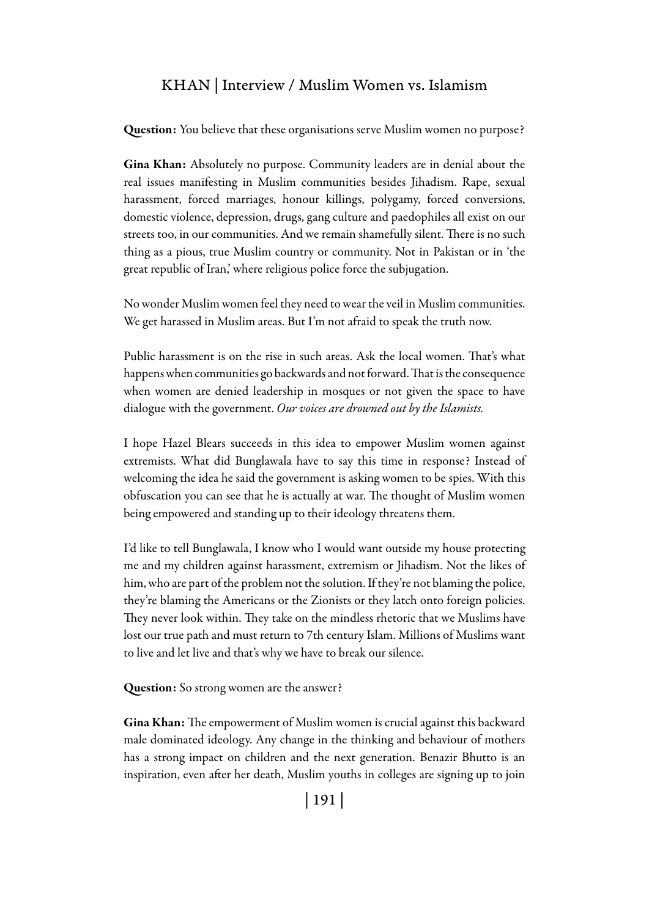**Question:** You believe that these organisations serve Muslim women no purpose?

**Gina Khan:** Absolutely no purpose. Community leaders are in denial about the real issues manifesting in Muslim communities besides Jihadism. Rape, sexual harassment, forced marriages, honour killings, polygamy, forced conversions, domestic violence, depression, drugs, gang culture and paedophiles all exist on our streets too, in our communities. And we remain shamefully silent. There is no such thing as a pious, true Muslim country or community. Not in Pakistan or in 'the great republic of Iran,' where religious police force the subjugation.

No wonder Muslim women feel they need to wear the veil in Muslim communities. We get harassed in Muslim areas. But I'm not afraid to speak the truth now.

Public harassment is on the rise in such areas. Ask the local women. That's what happens when communities go backwards and not forward. That is the consequence when women are denied leadership in mosques or not given the space to have dialogue with the government. *Our voices are drowned out by the Islamists.*

I hope Hazel Blears succeeds in this idea to empower Muslim women against extremists. What did Bunglawala have to say this time in response? Instead of welcoming the idea he said the government is asking women to be spies. With this obfuscation you can see that he is actually at war. The thought of Muslim women being empowered and standing up to their ideology threatens them.

I'd like to tell Bunglawala, I know who I would want outside my house protecting me and my children against harassment, extremism or Jihadism. Not the likes of him, who are part of the problem not the solution. If they're not blaming the police, they're blaming the Americans or the Zionists or they latch onto foreign policies. They never look within. They take on the mindless rhetoric that we Muslims have lost our true path and must return to 7th century Islam. Millions of Muslims want to live and let live and that's why we have to break our silence.

**Question:** So strong women are the answer?

**Gina Khan:** The empowerment of Muslim women is crucial against this backward male dominated ideology. Any change in the thinking and behaviour of mothers has a strong impact on children and the next generation. Benazir Bhutto is an inspiration, even after her death, Muslim youths in colleges are signing up to join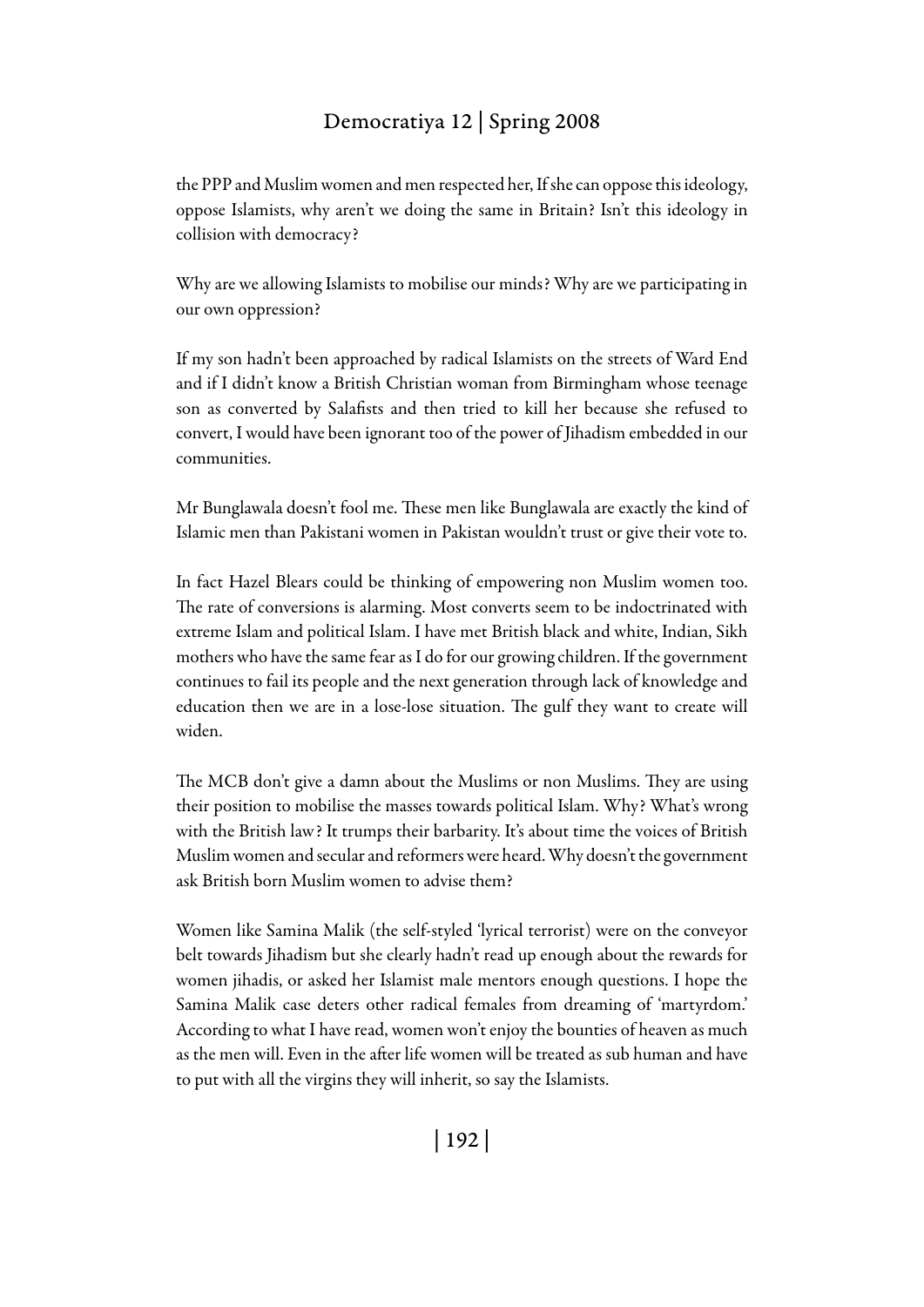the PPP and Muslim women and men respected her, If she can oppose this ideology, oppose Islamists, why aren't we doing the same in Britain? Isn't this ideology in collision with democracy?

Why are we allowing Islamists to mobilise our minds? Why are we participating in our own oppression?

If my son hadn't been approached by radical Islamists on the streets of Ward End and if I didn't know a British Christian woman from Birmingham whose teenage son as converted by Salafists and then tried to kill her because she refused to convert, I would have been ignorant too of the power of Jihadism embedded in our communities.

Mr Bunglawala doesn't fool me. These men like Bunglawala are exactly the kind of Islamic men than Pakistani women in Pakistan wouldn't trust or give their vote to.

In fact Hazel Blears could be thinking of empowering non Muslim women too. The rate of conversions is alarming. Most converts seem to be indoctrinated with extreme Islam and political Islam. I have met British black and white, Indian, Sikh mothers who have the same fear as I do for our growing children. If the government continues to fail its people and the next generation through lack of knowledge and education then we are in a lose-lose situation. The gulf they want to create will widen.

The MCB don't give a damn about the Muslims or non Muslims. They are using their position to mobilise the masses towards political Islam. Why? What's wrong with the British law? It trumps their barbarity. It's about time the voices of British Muslim women and secular and reformers were heard. Why doesn't the government ask British born Muslim women to advise them?

Women like Samina Malik (the self-styled 'lyrical terrorist) were on the conveyor belt towards Jihadism but she clearly hadn't read up enough about the rewards for women jihadis, or asked her Islamist male mentors enough questions. I hope the Samina Malik case deters other radical females from dreaming of 'martyrdom.' According to what I have read, women won't enjoy the bounties of heaven as much as the men will. Even in the after life women will be treated as sub human and have to put with all the virgins they will inherit, so say the Islamists.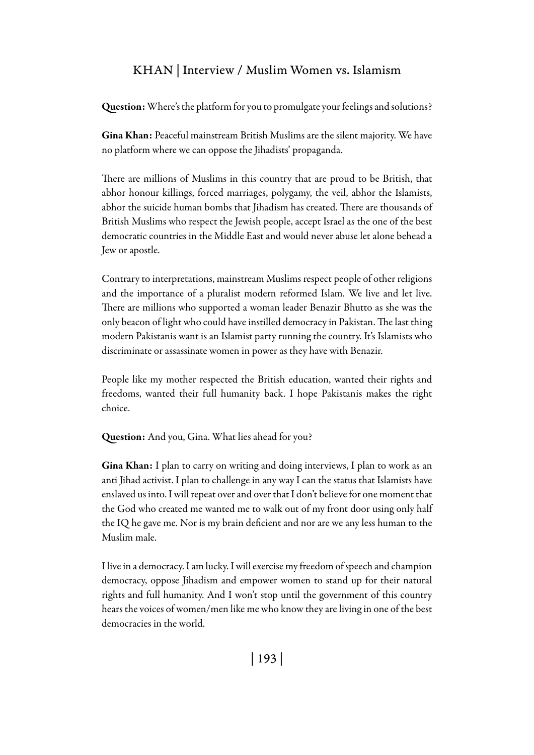**Question:** Where's the platform for you to promulgate your feelings and solutions?

**Gina Khan:** Peaceful mainstream British Muslims are the silent majority. We have no platform where we can oppose the Jihadists' propaganda.

There are millions of Muslims in this country that are proud to be British, that abhor honour killings, forced marriages, polygamy, the veil, abhor the Islamists, abhor the suicide human bombs that Jihadism has created. There are thousands of British Muslims who respect the Jewish people, accept Israel as the one of the best democratic countries in the Middle East and would never abuse let alone behead a Jew or apostle.

Contrary to interpretations, mainstream Muslims respect people of other religions and the importance of a pluralist modern reformed Islam. We live and let live. There are millions who supported a woman leader Benazir Bhutto as she was the only beacon of light who could have instilled democracy in Pakistan. The last thing modern Pakistanis want is an Islamist party running the country. It's Islamists who discriminate or assassinate women in power as they have with Benazir.

People like my mother respected the British education, wanted their rights and freedoms, wanted their full humanity back. I hope Pakistanis makes the right choice.

**Question:** And you, Gina. What lies ahead for you?

**Gina Khan:** I plan to carry on writing and doing interviews, I plan to work as an anti Jihad activist. I plan to challenge in any way I can the status that Islamists have enslaved us into. I will repeat over and over that I don't believe for one moment that the God who created me wanted me to walk out of my front door using only half the IQ he gave me. Nor is my brain deficient and nor are we any less human to the Muslim male.

I live in a democracy. I am lucky. I will exercise my freedom of speech and champion democracy, oppose Jihadism and empower women to stand up for their natural rights and full humanity. And I won't stop until the government of this country hears the voices of women/men like me who know they are living in one of the best democracies in the world.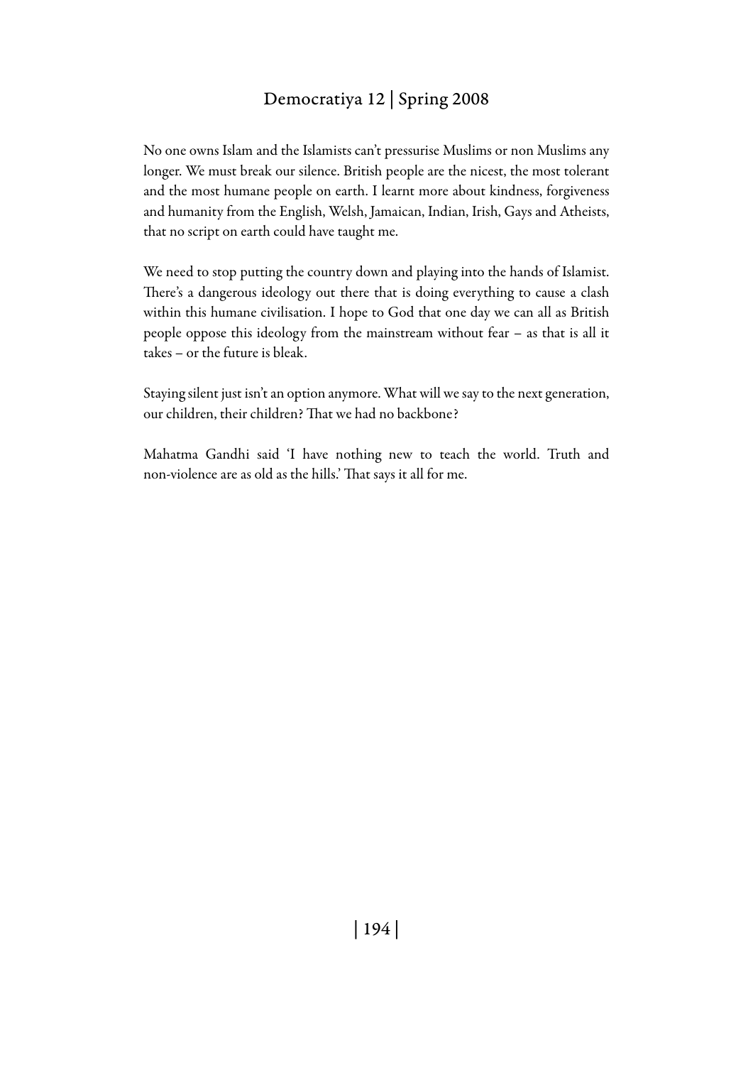No one owns Islam and the Islamists can't pressurise Muslims or non Muslims any longer. We must break our silence. British people are the nicest, the most tolerant and the most humane people on earth. I learnt more about kindness, forgiveness and humanity from the English, Welsh, Jamaican, Indian, Irish, Gays and Atheists, that no script on earth could have taught me.

We need to stop putting the country down and playing into the hands of Islamist. There's a dangerous ideology out there that is doing everything to cause a clash within this humane civilisation. I hope to God that one day we can all as British people oppose this ideology from the mainstream without fear – as that is all it takes – or the future is bleak.

Staying silent just isn't an option anymore. What will we say to the next generation, our children, their children? That we had no backbone?

Mahatma Gandhi said 'I have nothing new to teach the world. Truth and non-violence are as old as the hills.' That says it all for me.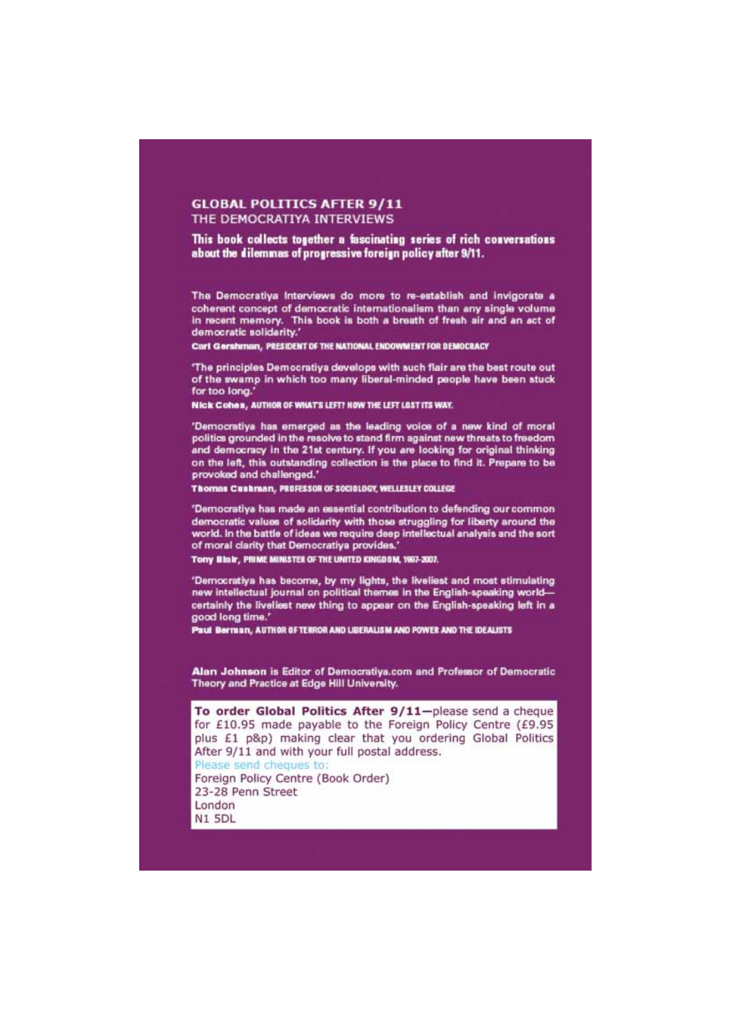## GLOBAL POLITICS AFTER 9/11

THE DEMOCRATIYA INTERVIEWS

**This book collects together a fascinating series of rich conversations about the dilemmas of progressive foreign policy after 9/11.**

The Democratiya Interviews do more to re-establish and invigorate a coherent concept of democratic internationalism than any single volume in recent memory. This book is both a breath of fresh air and an act of democratic solidarity.'

**Carl Gershman, PRESIDENT OF THE NATIONAL ENDOWMENT FOR DEMOCRACY**

'The principles Democratiya develops with such flair are the best route out of the swamp in which too many liberal-minded people have been stuck for too long.'

**Nick Cohen, AUTHOR OF WHAT'S LEFT? HOW THE LEFT LOST ITS WAY.**

'Democratiya has emerged as the leading voice of a new kind of moral politics grounded in the resolve to stand firm against new threats to freedom and democracy in the 21st century. If you are looking for original thinking on the left, this outstanding collection is the place to find it. Prepare to be provoked and challenged.'

**Thomas Cushman, PROFESSOR OF SOCIOLOGY, WELLESLEY COLLEGE**

'Democratiya has made an essential contribution to defending our common democratic values of solidarity with those struggling for liberty around the world. In the battle of ideas we require deep intellectual analysis and the sort of moral clarity that Democratiya provides.'

**Tony Blair, PRIME MINISTER OF THE UNITED KINGDOM, 1997-2007.**

'Democratiya has become, by my lights, the liveliest and most stimulating new intellectual journal on political themes in the English-speaking world—certainly the liveliest new thing to appear on the English-speaking left in a good long time.'

**Paul Berman, AUTHOR OF TERROR AND LIBERALISM AND POWER AND THE IDEALISTS**

**Alan Johnson** is Editor of Democratiya.com and Professor of Democratic Theory and Practice at Edge Hill University.

**To order Global Politics After 9/11**—please send a cheque for £10.95 made payable to the Foreign Policy Centre (£9.95 plus £1 p&p) making clear that you ordering Global Politics After 9/11 and with your full postal address.

Please send cheques to:

Foreign Policy Centre (Book Order)
23-28 Penn Street
London
N1 5DL